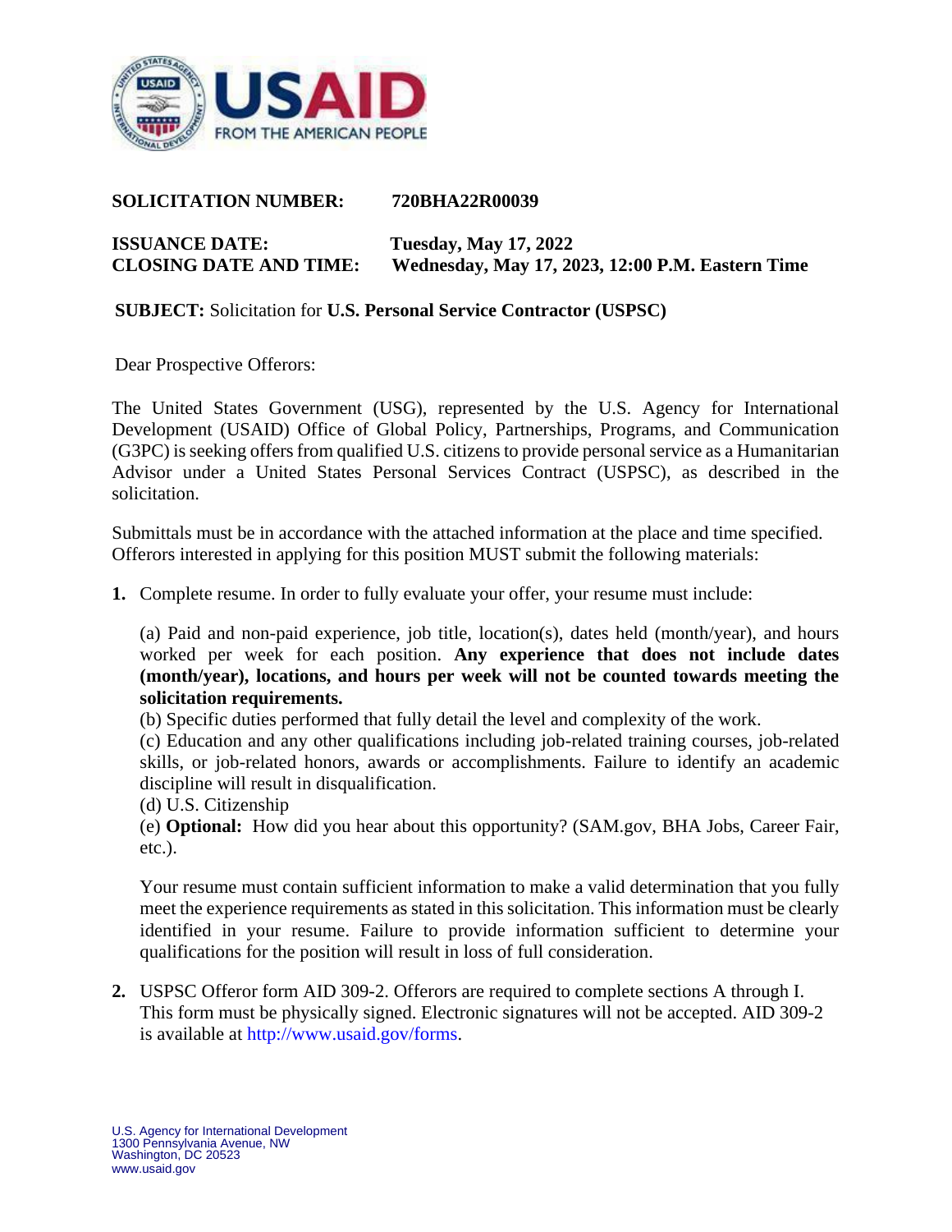**SOLICITATION NUMBER:** 720BHA22R00039

**ISSUANCE DATE:** Tuesday, May 17, 2022
**CLOSING DATE AND TIME:** Wednesday, May 17, 2023, 12:00 P.M. Eastern Time

**SUBJECT:** Solicitation for **U.S. Personal Service Contractor (USPSC)**

Dear Prospective Offerors:

The United States Government (USG), represented by the U.S. Agency for International Development (USAID) Office of Global Policy, Partnerships, Programs, and Communication (G3PC) is seeking offers from qualified U.S. citizens to provide personal service as a Humanitarian Advisor under a United States Personal Services Contract (USPSC), as described in the solicitation.

Submittals must be in accordance with the attached information at the place and time specified. Offerors interested in applying for this position MUST submit the following materials:

**1.** Complete resume. In order to fully evaluate your offer, your resume must include:

(a) Paid and non-paid experience, job title, location(s), dates held (month/year), and hours worked per week for each position. **Any experience that does not include dates (month/year), locations, and hours per week will not be counted towards meeting the solicitation requirements.**
(b) Specific duties performed that fully detail the level and complexity of the work.
(c) Education and any other qualifications including job-related training courses, job-related skills, or job-related honors, awards or accomplishments. Failure to identify an academic discipline will result in disqualification.
(d) U.S. Citizenship
(e) **Optional:** How did you hear about this opportunity? (SAM.gov, BHA Jobs, Career Fair, etc.).

Your resume must contain sufficient information to make a valid determination that you fully meet the experience requirements as stated in this solicitation. This information must be clearly identified in your resume. Failure to provide information sufficient to determine your qualifications for the position will result in loss of full consideration.

**2.** USPSC Offeror form AID 309-2. Offerors are required to complete sections A through I. This form must be physically signed. Electronic signatures will not be accepted. AID 309-2 is available at http://www.usaid.gov/forms.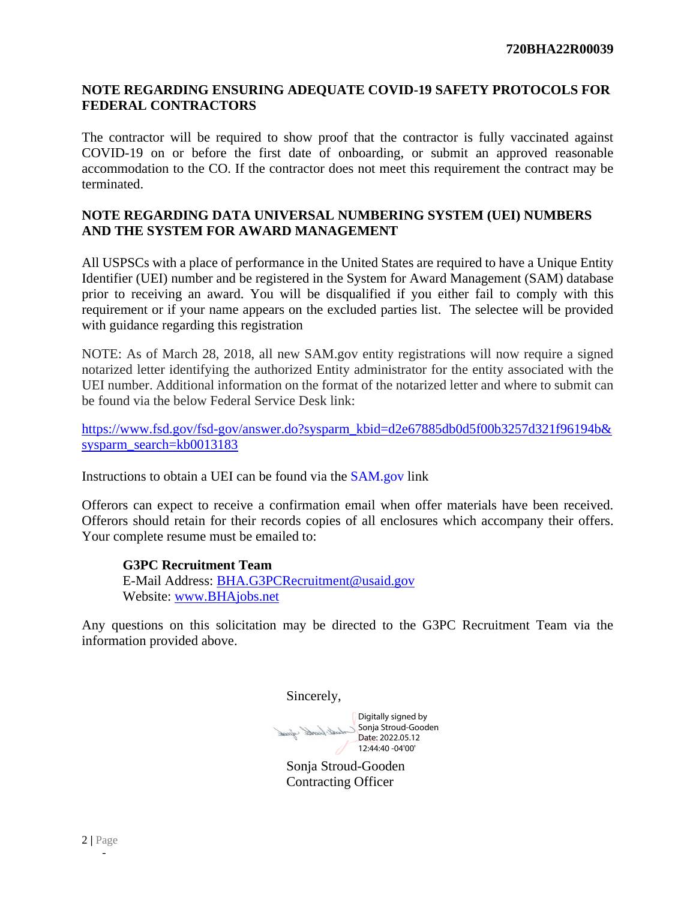## NOTE REGARDING ENSURING ADEQUATE COVID-19 SAFETY PROTOCOLS FOR FEDERAL CONTRACTORS

The contractor will be required to show proof that the contractor is fully vaccinated against COVID-19 on or before the first date of onboarding, or submit an approved reasonable accommodation to the CO. If the contractor does not meet this requirement the contract may be terminated.

## NOTE REGARDING DATA UNIVERSAL NUMBERING SYSTEM (UEI) NUMBERS AND THE SYSTEM FOR AWARD MANAGEMENT

All USPSCs with a place of performance in the United States are required to have a Unique Entity Identifier (UEI) number and be registered in the System for Award Management (SAM) database prior to receiving an award. You will be disqualified if you either fail to comply with this requirement or if your name appears on the excluded parties list. The selectee will be provided with guidance regarding this registration

NOTE: As of March 28, 2018, all new SAM.gov entity registrations will now require a signed notarized letter identifying the authorized Entity administrator for the entity associated with the UEI number. Additional information on the format of the notarized letter and where to submit can be found via the below Federal Service Desk link:

https://www.fsd.gov/fsd-gov/answer.do?sysparm_kbid=d2e67885db0d5f00b3257d321f96194b&sysparm_search=kb0013183

Instructions to obtain a UEI can be found via the SAM.gov link

Offerors can expect to receive a confirmation email when offer materials have been received. Offerors should retain for their records copies of all enclosures which accompany their offers. Your complete resume must be emailed to:

**G3PC Recruitment Team**
E-Mail Address: BHA.G3PCRecruitment@usaid.gov
Website: www.BHAjobs.net

Any questions on this solicitation may be directed to the G3PC Recruitment Team via the information provided above.

Sincerely,

Digitally signed by Sonja Stroud-Gooden
Date: 2022.05.12 12:44:40 -04'00'

Sonja Stroud-Gooden
Contracting Officer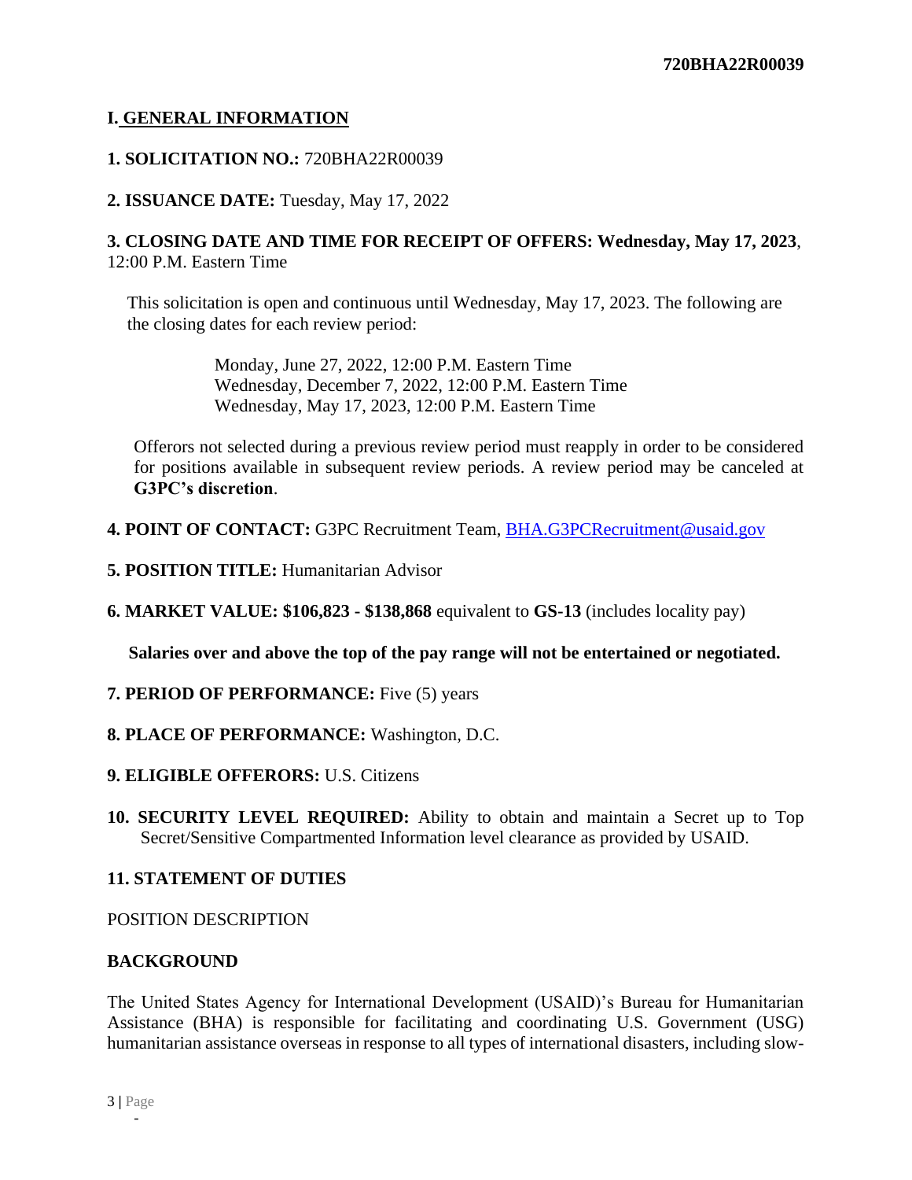## I. GENERAL INFORMATION

**1. SOLICITATION NO.:** 720BHA22R00039

**2. ISSUANCE DATE:** Tuesday, May 17, 2022

**3. CLOSING DATE AND TIME FOR RECEIPT OF OFFERS: Wednesday, May 17, 2023**, 12:00 P.M. Eastern Time

This solicitation is open and continuous until Wednesday, May 17, 2023. The following are the closing dates for each review period:

Monday, June 27, 2022, 12:00 P.M. Eastern Time
Wednesday, December 7, 2022, 12:00 P.M. Eastern Time
Wednesday, May 17, 2023, 12:00 P.M. Eastern Time

Offerors not selected during a previous review period must reapply in order to be considered for positions available in subsequent review periods. A review period may be canceled at **G3PC's discretion**.

**4. POINT OF CONTACT:** G3PC Recruitment Team, BHA.G3PCRecruitment@usaid.gov

**5. POSITION TITLE:** Humanitarian Advisor

**6. MARKET VALUE: $106,823 - $138,868** equivalent to **GS-13** (includes locality pay)

**Salaries over and above the top of the pay range will not be entertained or negotiated.**

**7. PERIOD OF PERFORMANCE:** Five (5) years

**8. PLACE OF PERFORMANCE:** Washington, D.C.

**9. ELIGIBLE OFFERORS:** U.S. Citizens

**10. SECURITY LEVEL REQUIRED:** Ability to obtain and maintain a Secret up to Top Secret/Sensitive Compartmented Information level clearance as provided by USAID.

**11. STATEMENT OF DUTIES**

POSITION DESCRIPTION

**BACKGROUND**

The United States Agency for International Development (USAID)'s Bureau for Humanitarian Assistance (BHA) is responsible for facilitating and coordinating U.S. Government (USG) humanitarian assistance overseas in response to all types of international disasters, including slow-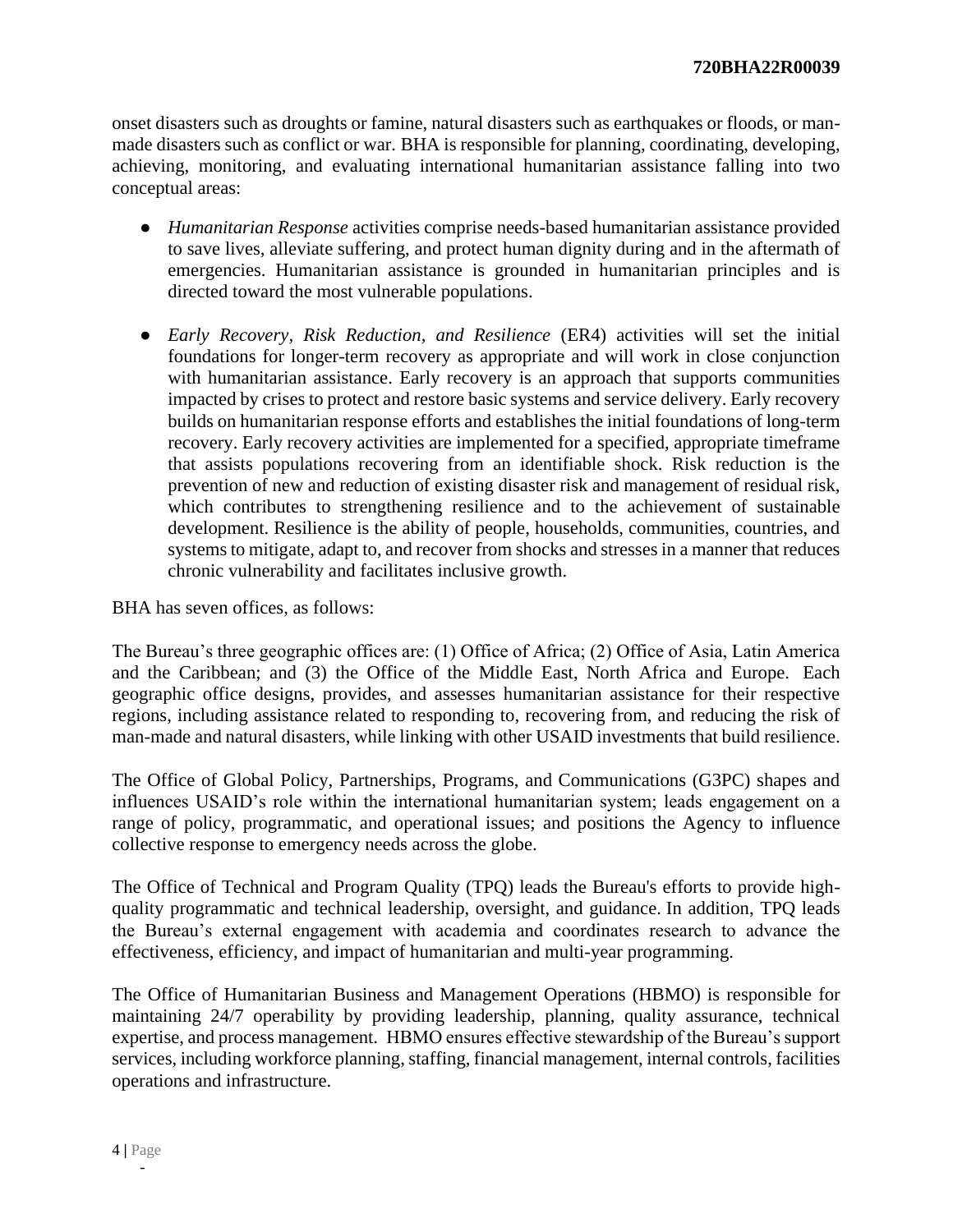onset disasters such as droughts or famine, natural disasters such as earthquakes or floods, or man-made disasters such as conflict or war. BHA is responsible for planning, coordinating, developing, achieving, monitoring, and evaluating international humanitarian assistance falling into two conceptual areas:

- *Humanitarian Response* activities comprise needs-based humanitarian assistance provided to save lives, alleviate suffering, and protect human dignity during and in the aftermath of emergencies. Humanitarian assistance is grounded in humanitarian principles and is directed toward the most vulnerable populations.

- *Early Recovery, Risk Reduction, and Resilience* (ER4) activities will set the initial foundations for longer-term recovery as appropriate and will work in close conjunction with humanitarian assistance. Early recovery is an approach that supports communities impacted by crises to protect and restore basic systems and service delivery. Early recovery builds on humanitarian response efforts and establishes the initial foundations of long-term recovery. Early recovery activities are implemented for a specified, appropriate timeframe that assists populations recovering from an identifiable shock. Risk reduction is the prevention of new and reduction of existing disaster risk and management of residual risk, which contributes to strengthening resilience and to the achievement of sustainable development. Resilience is the ability of people, households, communities, countries, and systems to mitigate, adapt to, and recover from shocks and stresses in a manner that reduces chronic vulnerability and facilitates inclusive growth.

BHA has seven offices, as follows:

The Bureau's three geographic offices are: (1) Office of Africa; (2) Office of Asia, Latin America and the Caribbean; and (3) the Office of the Middle East, North Africa and Europe. Each geographic office designs, provides, and assesses humanitarian assistance for their respective regions, including assistance related to responding to, recovering from, and reducing the risk of man-made and natural disasters, while linking with other USAID investments that build resilience.

The Office of Global Policy, Partnerships, Programs, and Communications (G3PC) shapes and influences USAID's role within the international humanitarian system; leads engagement on a range of policy, programmatic, and operational issues; and positions the Agency to influence collective response to emergency needs across the globe.

The Office of Technical and Program Quality (TPQ) leads the Bureau's efforts to provide high-quality programmatic and technical leadership, oversight, and guidance. In addition, TPQ leads the Bureau's external engagement with academia and coordinates research to advance the effectiveness, efficiency, and impact of humanitarian and multi-year programming.

The Office of Humanitarian Business and Management Operations (HBMO) is responsible for maintaining 24/7 operability by providing leadership, planning, quality assurance, technical expertise, and process management. HBMO ensures effective stewardship of the Bureau's support services, including workforce planning, staffing, financial management, internal controls, facilities operations and infrastructure.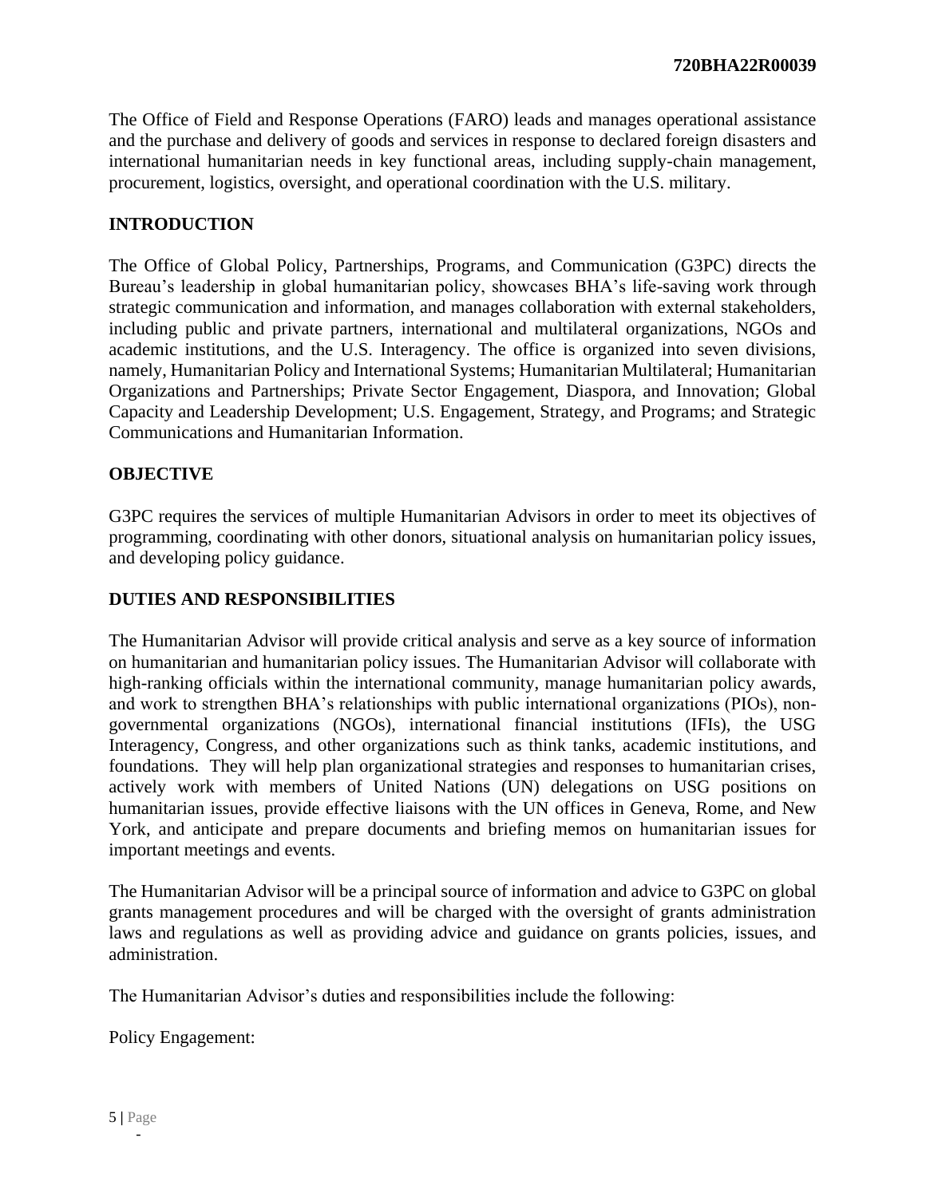The Office of Field and Response Operations (FARO) leads and manages operational assistance and the purchase and delivery of goods and services in response to declared foreign disasters and international humanitarian needs in key functional areas, including supply-chain management, procurement, logistics, oversight, and operational coordination with the U.S. military.

## INTRODUCTION

The Office of Global Policy, Partnerships, Programs, and Communication (G3PC) directs the Bureau's leadership in global humanitarian policy, showcases BHA's life-saving work through strategic communication and information, and manages collaboration with external stakeholders, including public and private partners, international and multilateral organizations, NGOs and academic institutions, and the U.S. Interagency. The office is organized into seven divisions, namely, Humanitarian Policy and International Systems; Humanitarian Multilateral; Humanitarian Organizations and Partnerships; Private Sector Engagement, Diaspora, and Innovation; Global Capacity and Leadership Development; U.S. Engagement, Strategy, and Programs; and Strategic Communications and Humanitarian Information.

## OBJECTIVE

G3PC requires the services of multiple Humanitarian Advisors in order to meet its objectives of programming, coordinating with other donors, situational analysis on humanitarian policy issues, and developing policy guidance.

## DUTIES AND RESPONSIBILITIES

The Humanitarian Advisor will provide critical analysis and serve as a key source of information on humanitarian and humanitarian policy issues. The Humanitarian Advisor will collaborate with high-ranking officials within the international community, manage humanitarian policy awards, and work to strengthen BHA's relationships with public international organizations (PIOs), non-governmental organizations (NGOs), international financial institutions (IFIs), the USG Interagency, Congress, and other organizations such as think tanks, academic institutions, and foundations. They will help plan organizational strategies and responses to humanitarian crises, actively work with members of United Nations (UN) delegations on USG positions on humanitarian issues, provide effective liaisons with the UN offices in Geneva, Rome, and New York, and anticipate and prepare documents and briefing memos on humanitarian issues for important meetings and events.

The Humanitarian Advisor will be a principal source of information and advice to G3PC on global grants management procedures and will be charged with the oversight of grants administration laws and regulations as well as providing advice and guidance on grants policies, issues, and administration.

The Humanitarian Advisor's duties and responsibilities include the following:

Policy Engagement: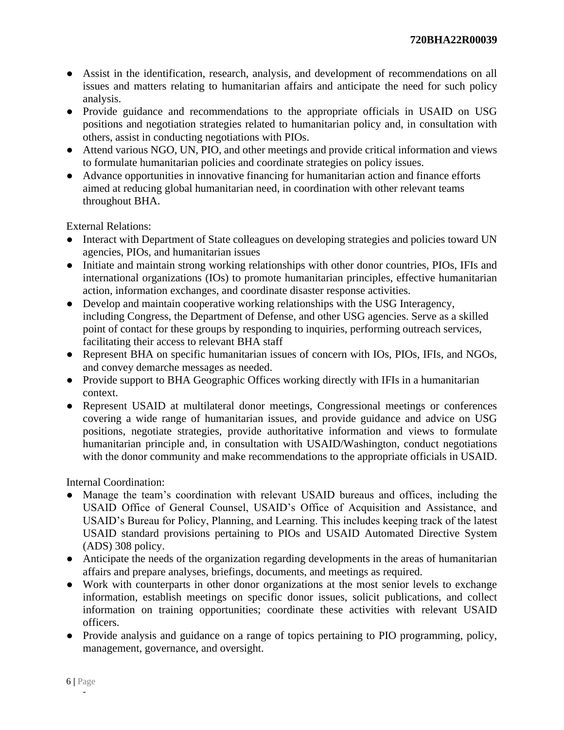- Assist in the identification, research, analysis, and development of recommendations on all issues and matters relating to humanitarian affairs and anticipate the need for such policy analysis.
- Provide guidance and recommendations to the appropriate officials in USAID on USG positions and negotiation strategies related to humanitarian policy and, in consultation with others, assist in conducting negotiations with PIOs.
- Attend various NGO, UN, PIO, and other meetings and provide critical information and views to formulate humanitarian policies and coordinate strategies on policy issues.
- Advance opportunities in innovative financing for humanitarian action and finance efforts aimed at reducing global humanitarian need, in coordination with other relevant teams throughout BHA.

External Relations:

- Interact with Department of State colleagues on developing strategies and policies toward UN agencies, PIOs, and humanitarian issues
- Initiate and maintain strong working relationships with other donor countries, PIOs, IFIs and international organizations (IOs) to promote humanitarian principles, effective humanitarian action, information exchanges, and coordinate disaster response activities.
- Develop and maintain cooperative working relationships with the USG Interagency, including Congress, the Department of Defense, and other USG agencies. Serve as a skilled point of contact for these groups by responding to inquiries, performing outreach services, facilitating their access to relevant BHA staff
- Represent BHA on specific humanitarian issues of concern with IOs, PIOs, IFIs, and NGOs, and convey demarche messages as needed.
- Provide support to BHA Geographic Offices working directly with IFIs in a humanitarian context.
- Represent USAID at multilateral donor meetings, Congressional meetings or conferences covering a wide range of humanitarian issues, and provide guidance and advice on USG positions, negotiate strategies, provide authoritative information and views to formulate humanitarian principle and, in consultation with USAID/Washington, conduct negotiations with the donor community and make recommendations to the appropriate officials in USAID.

Internal Coordination:

- Manage the team's coordination with relevant USAID bureaus and offices, including the USAID Office of General Counsel, USAID's Office of Acquisition and Assistance, and USAID's Bureau for Policy, Planning, and Learning. This includes keeping track of the latest USAID standard provisions pertaining to PIOs and USAID Automated Directive System (ADS) 308 policy.
- Anticipate the needs of the organization regarding developments in the areas of humanitarian affairs and prepare analyses, briefings, documents, and meetings as required.
- Work with counterparts in other donor organizations at the most senior levels to exchange information, establish meetings on specific donor issues, solicit publications, and collect information on training opportunities; coordinate these activities with relevant USAID officers.
- Provide analysis and guidance on a range of topics pertaining to PIO programming, policy, management, governance, and oversight.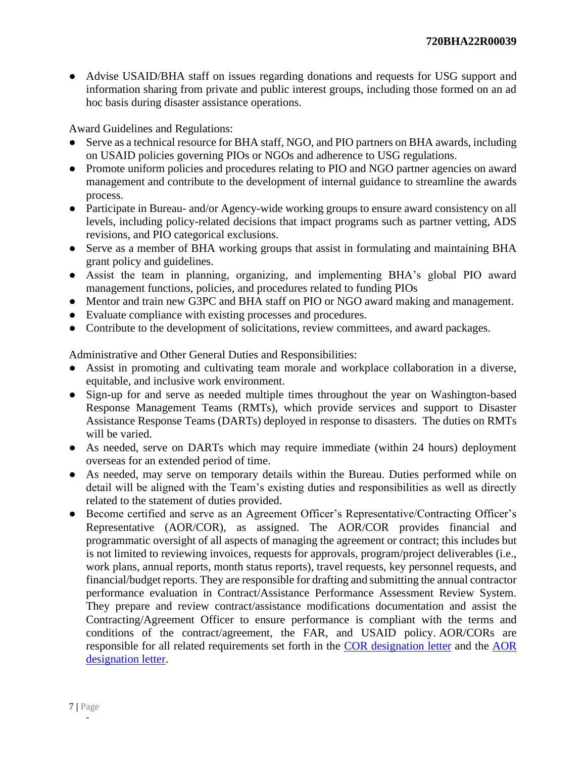- Advise USAID/BHA staff on issues regarding donations and requests for USG support and information sharing from private and public interest groups, including those formed on an ad hoc basis during disaster assistance operations.

Award Guidelines and Regulations:

- Serve as a technical resource for BHA staff, NGO, and PIO partners on BHA awards, including on USAID policies governing PIOs or NGOs and adherence to USG regulations.
- Promote uniform policies and procedures relating to PIO and NGO partner agencies on award management and contribute to the development of internal guidance to streamline the awards process.
- Participate in Bureau- and/or Agency-wide working groups to ensure award consistency on all levels, including policy-related decisions that impact programs such as partner vetting, ADS revisions, and PIO categorical exclusions.
- Serve as a member of BHA working groups that assist in formulating and maintaining BHA grant policy and guidelines.
- Assist the team in planning, organizing, and implementing BHA's global PIO award management functions, policies, and procedures related to funding PIOs
- Mentor and train new G3PC and BHA staff on PIO or NGO award making and management.
- Evaluate compliance with existing processes and procedures.
- Contribute to the development of solicitations, review committees, and award packages.

Administrative and Other General Duties and Responsibilities:

- Assist in promoting and cultivating team morale and workplace collaboration in a diverse, equitable, and inclusive work environment.
- Sign-up for and serve as needed multiple times throughout the year on Washington-based Response Management Teams (RMTs), which provide services and support to Disaster Assistance Response Teams (DARTs) deployed in response to disasters. The duties on RMTs will be varied.
- As needed, serve on DARTs which may require immediate (within 24 hours) deployment overseas for an extended period of time.
- As needed, may serve on temporary details within the Bureau. Duties performed while on detail will be aligned with the Team's existing duties and responsibilities as well as directly related to the statement of duties provided.
- Become certified and serve as an Agreement Officer's Representative/Contracting Officer's Representative (AOR/COR), as assigned. The AOR/COR provides financial and programmatic oversight of all aspects of managing the agreement or contract; this includes but is not limited to reviewing invoices, requests for approvals, program/project deliverables (i.e., work plans, annual reports, month status reports), travel requests, key personnel requests, and financial/budget reports. They are responsible for drafting and submitting the annual contractor performance evaluation in Contract/Assistance Performance Assessment Review System. They prepare and review contract/assistance modifications documentation and assist the Contracting/Agreement Officer to ensure performance is compliant with the terms and conditions of the contract/agreement, the FAR, and USAID policy. AOR/CORs are responsible for all related requirements set forth in the COR designation letter and the AOR designation letter.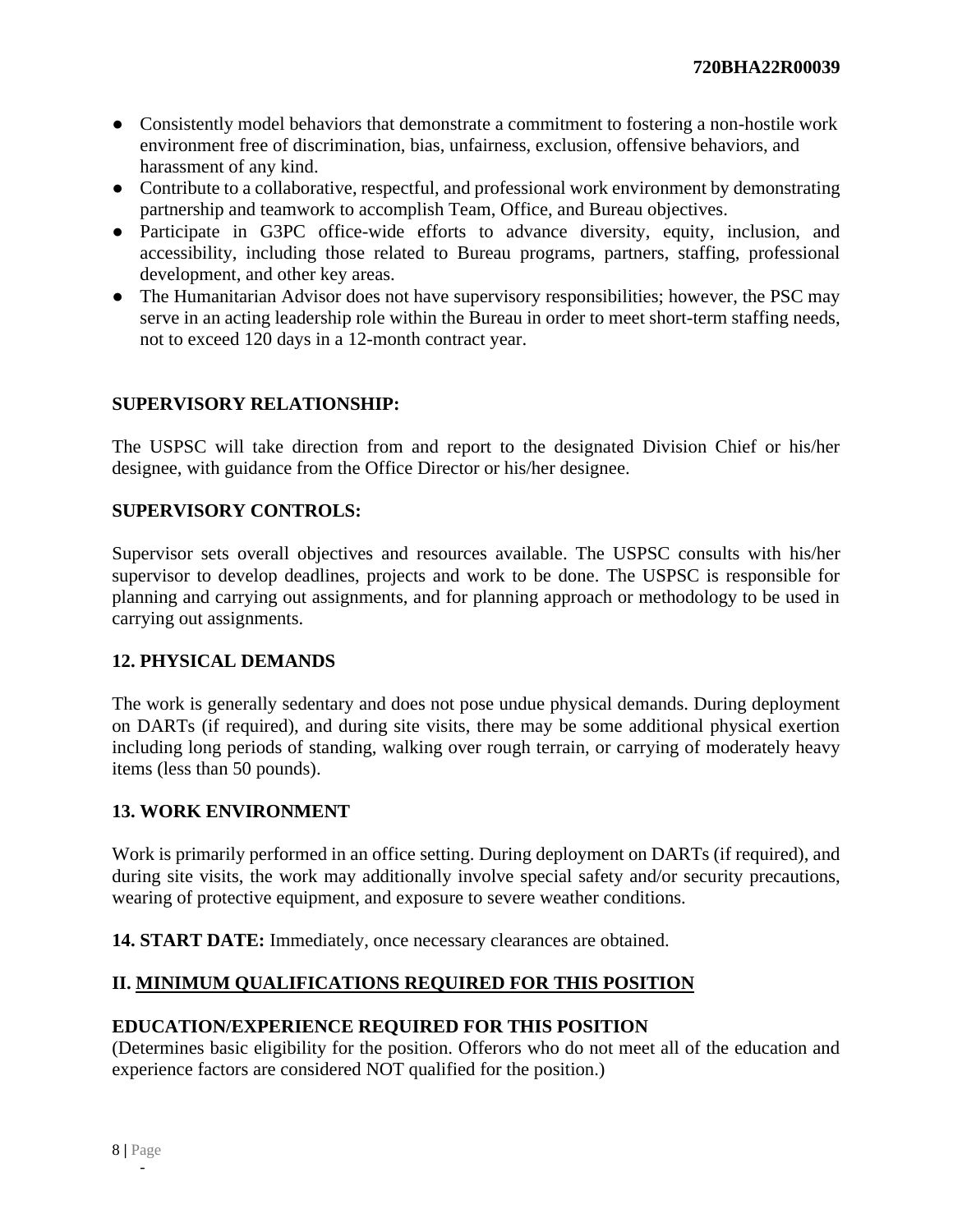- Consistently model behaviors that demonstrate a commitment to fostering a non-hostile work environment free of discrimination, bias, unfairness, exclusion, offensive behaviors, and harassment of any kind.
- Contribute to a collaborative, respectful, and professional work environment by demonstrating partnership and teamwork to accomplish Team, Office, and Bureau objectives.
- Participate in G3PC office-wide efforts to advance diversity, equity, inclusion, and accessibility, including those related to Bureau programs, partners, staffing, professional development, and other key areas.
- The Humanitarian Advisor does not have supervisory responsibilities; however, the PSC may serve in an acting leadership role within the Bureau in order to meet short-term staffing needs, not to exceed 120 days in a 12-month contract year.

**SUPERVISORY RELATIONSHIP:**

The USPSC will take direction from and report to the designated Division Chief or his/her designee, with guidance from the Office Director or his/her designee.

**SUPERVISORY CONTROLS:**

Supervisor sets overall objectives and resources available. The USPSC consults with his/her supervisor to develop deadlines, projects and work to be done. The USPSC is responsible for planning and carrying out assignments, and for planning approach or methodology to be used in carrying out assignments.

**12. PHYSICAL DEMANDS**

The work is generally sedentary and does not pose undue physical demands. During deployment on DARTs (if required), and during site visits, there may be some additional physical exertion including long periods of standing, walking over rough terrain, or carrying of moderately heavy items (less than 50 pounds).

**13. WORK ENVIRONMENT**

Work is primarily performed in an office setting. During deployment on DARTs (if required), and during site visits, the work may additionally involve special safety and/or security precautions, wearing of protective equipment, and exposure to severe weather conditions.

**14. START DATE:** Immediately, once necessary clearances are obtained.

## II. MINIMUM QUALIFICATIONS REQUIRED FOR THIS POSITION

**EDUCATION/EXPERIENCE REQUIRED FOR THIS POSITION**
(Determines basic eligibility for the position. Offerors who do not meet all of the education and experience factors are considered NOT qualified for the position.)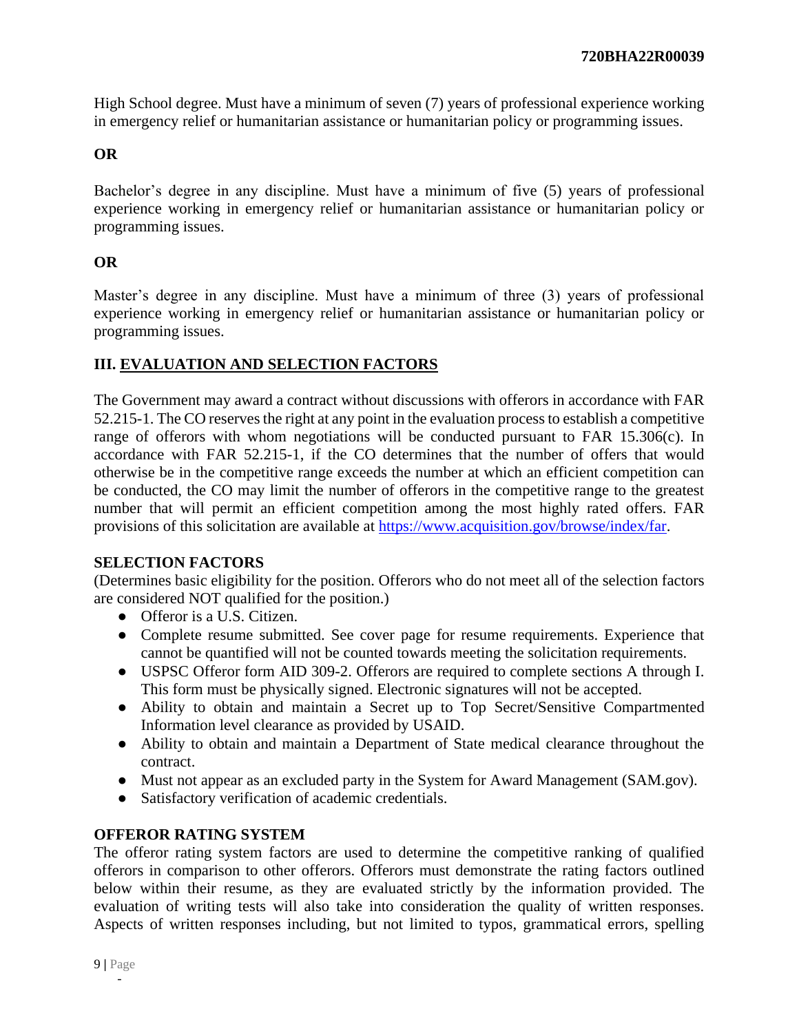High School degree. Must have a minimum of seven (7) years of professional experience working in emergency relief or humanitarian assistance or humanitarian policy or programming issues.

**OR**

Bachelor's degree in any discipline. Must have a minimum of five (5) years of professional experience working in emergency relief or humanitarian assistance or humanitarian policy or programming issues.

**OR**

Master's degree in any discipline. Must have a minimum of three (3) years of professional experience working in emergency relief or humanitarian assistance or humanitarian policy or programming issues.

## III. EVALUATION AND SELECTION FACTORS

The Government may award a contract without discussions with offerors in accordance with FAR 52.215-1. The CO reserves the right at any point in the evaluation process to establish a competitive range of offerors with whom negotiations will be conducted pursuant to FAR 15.306(c). In accordance with FAR 52.215-1, if the CO determines that the number of offers that would otherwise be in the competitive range exceeds the number at which an efficient competition can be conducted, the CO may limit the number of offerors in the competitive range to the greatest number that will permit an efficient competition among the most highly rated offers. FAR provisions of this solicitation are available at [https://www.acquisition.gov/browse/index/far](https://www.acquisition.gov/browse/index/far).

### SELECTION FACTORS

(Determines basic eligibility for the position. Offerors who do not meet all of the selection factors are considered NOT qualified for the position.)

- Offeror is a U.S. Citizen.
- Complete resume submitted. See cover page for resume requirements. Experience that cannot be quantified will not be counted towards meeting the solicitation requirements.
- USPSC Offeror form AID 309-2. Offerors are required to complete sections A through I. This form must be physically signed. Electronic signatures will not be accepted.
- Ability to obtain and maintain a Secret up to Top Secret/Sensitive Compartmented Information level clearance as provided by USAID.
- Ability to obtain and maintain a Department of State medical clearance throughout the contract.
- Must not appear as an excluded party in the System for Award Management (SAM.gov).
- Satisfactory verification of academic credentials.

### OFFEROR RATING SYSTEM

The offeror rating system factors are used to determine the competitive ranking of qualified offerors in comparison to other offerors. Offerors must demonstrate the rating factors outlined below within their resume, as they are evaluated strictly by the information provided. The evaluation of writing tests will also take into consideration the quality of written responses. Aspects of written responses including, but not limited to typos, grammatical errors, spelling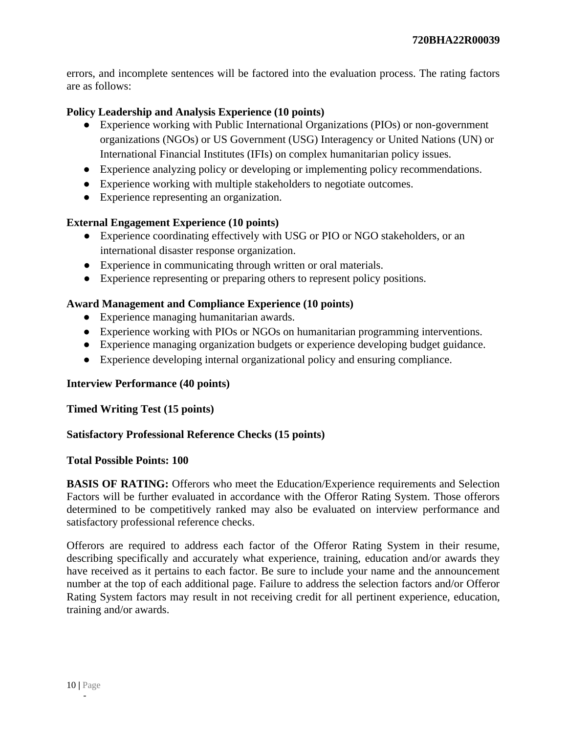errors, and incomplete sentences will be factored into the evaluation process. The rating factors are as follows:

**Policy Leadership and Analysis Experience (10 points)**

- Experience working with Public International Organizations (PIOs) or non-government organizations (NGOs) or US Government (USG) Interagency or United Nations (UN) or International Financial Institutes (IFIs) on complex humanitarian policy issues.
- Experience analyzing policy or developing or implementing policy recommendations.
- Experience working with multiple stakeholders to negotiate outcomes.
- Experience representing an organization.

**External Engagement Experience (10 points)**

- Experience coordinating effectively with USG or PIO or NGO stakeholders, or an international disaster response organization.
- Experience in communicating through written or oral materials.
- Experience representing or preparing others to represent policy positions.

**Award Management and Compliance Experience (10 points)**

- Experience managing humanitarian awards.
- Experience working with PIOs or NGOs on humanitarian programming interventions.
- Experience managing organization budgets or experience developing budget guidance.
- Experience developing internal organizational policy and ensuring compliance.

**Interview Performance (40 points)**

**Timed Writing Test (15 points)**

**Satisfactory Professional Reference Checks (15 points)**

**Total Possible Points: 100**

**BASIS OF RATING:** Offerors who meet the Education/Experience requirements and Selection Factors will be further evaluated in accordance with the Offeror Rating System. Those offerors determined to be competitively ranked may also be evaluated on interview performance and satisfactory professional reference checks.

Offerors are required to address each factor of the Offeror Rating System in their resume, describing specifically and accurately what experience, training, education and/or awards they have received as it pertains to each factor. Be sure to include your name and the announcement number at the top of each additional page. Failure to address the selection factors and/or Offeror Rating System factors may result in not receiving credit for all pertinent experience, education, training and/or awards.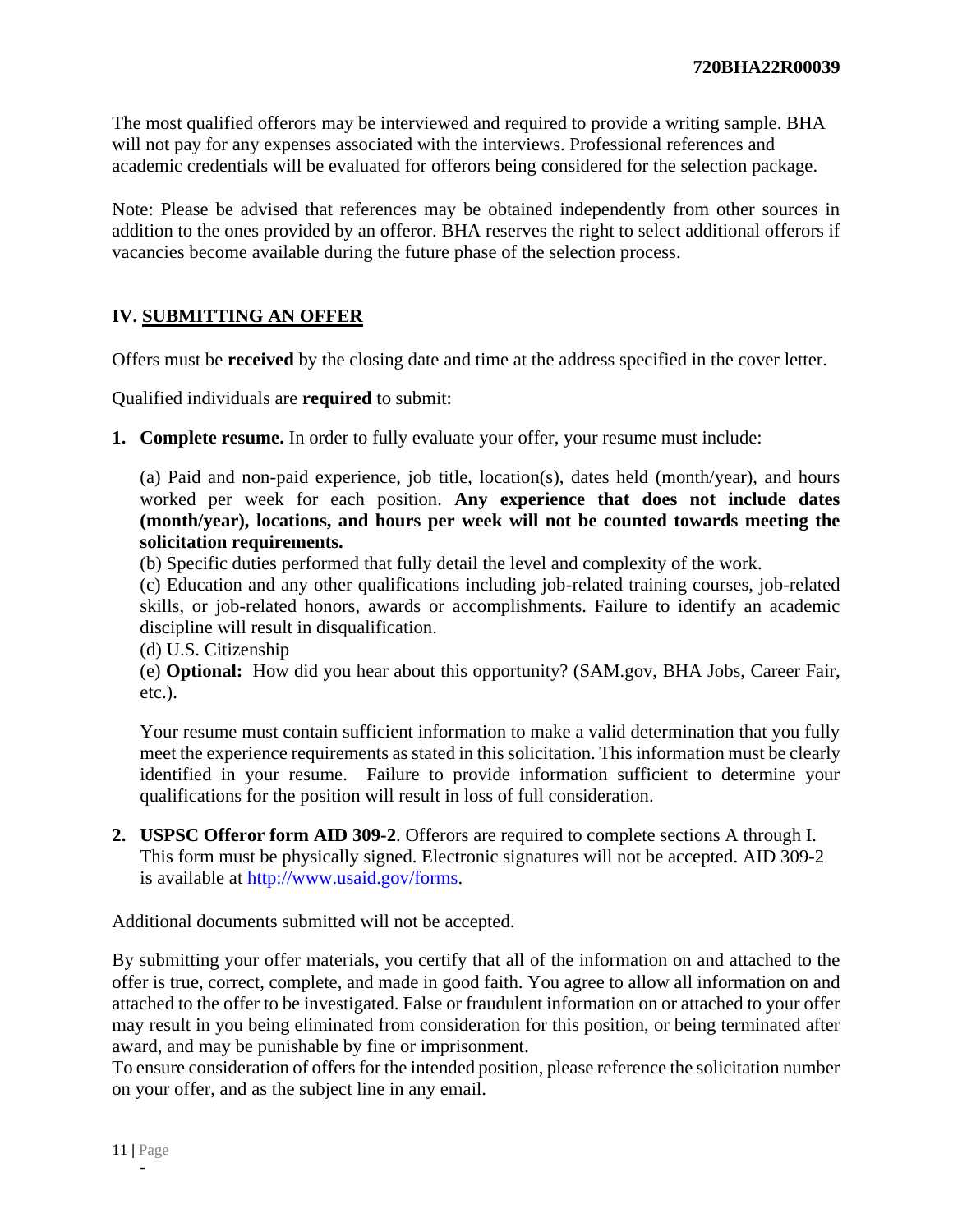The most qualified offerors may be interviewed and required to provide a writing sample. BHA will not pay for any expenses associated with the interviews. Professional references and academic credentials will be evaluated for offerors being considered for the selection package.

Note: Please be advised that references may be obtained independently from other sources in addition to the ones provided by an offeror. BHA reserves the right to select additional offerors if vacancies become available during the future phase of the selection process.

## IV. SUBMITTING AN OFFER

Offers must be **received** by the closing date and time at the address specified in the cover letter.

Qualified individuals are **required** to submit:

1. **Complete resume.** In order to fully evaluate your offer, your resume must include:

   (a) Paid and non-paid experience, job title, location(s), dates held (month/year), and hours worked per week for each position. **Any experience that does not include dates (month/year), locations, and hours per week will not be counted towards meeting the solicitation requirements.**
   (b) Specific duties performed that fully detail the level and complexity of the work.
   (c) Education and any other qualifications including job-related training courses, job-related skills, or job-related honors, awards or accomplishments. Failure to identify an academic discipline will result in disqualification.
   (d) U.S. Citizenship
   (e) **Optional:** How did you hear about this opportunity? (SAM.gov, BHA Jobs, Career Fair, etc.).

   Your resume must contain sufficient information to make a valid determination that you fully meet the experience requirements as stated in this solicitation. This information must be clearly identified in your resume. Failure to provide information sufficient to determine your qualifications for the position will result in loss of full consideration.

2. **USPSC Offeror form AID 309-2**. Offerors are required to complete sections A through I. This form must be physically signed. Electronic signatures will not be accepted. AID 309-2 is available at http://www.usaid.gov/forms.

Additional documents submitted will not be accepted.

By submitting your offer materials, you certify that all of the information on and attached to the offer is true, correct, complete, and made in good faith. You agree to allow all information on and attached to the offer to be investigated. False or fraudulent information on or attached to your offer may result in you being eliminated from consideration for this position, or being terminated after award, and may be punishable by fine or imprisonment.
To ensure consideration of offers for the intended position, please reference the solicitation number on your offer, and as the subject line in any email.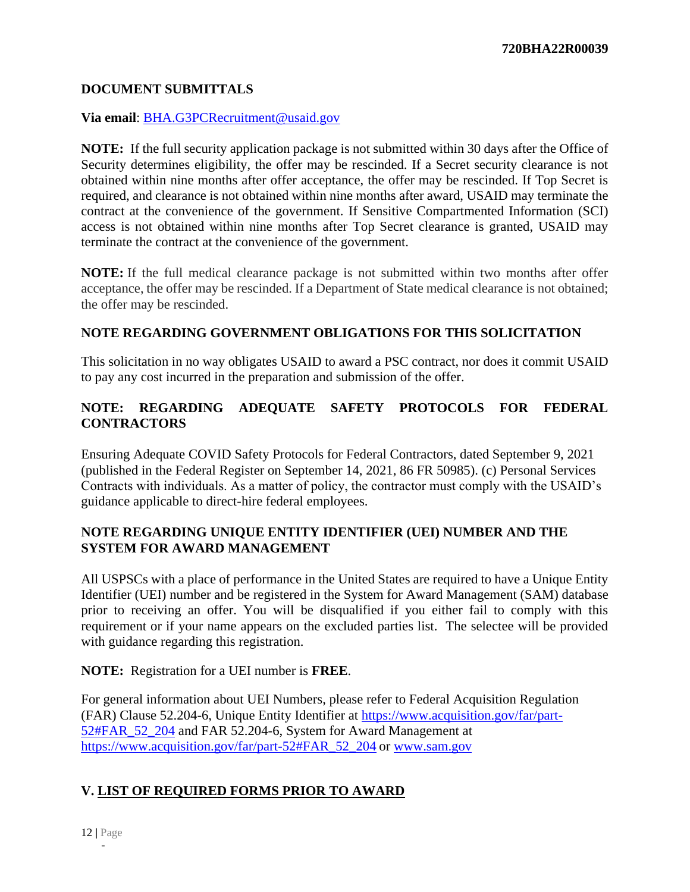### DOCUMENT SUBMITTALS

**Via email**: [BHA.G3PCRecruitment@usaid.gov](mailto:BHA.G3PCRecruitment@usaid.gov)

**NOTE:** If the full security application package is not submitted within 30 days after the Office of Security determines eligibility, the offer may be rescinded. If a Secret security clearance is not obtained within nine months after offer acceptance, the offer may be rescinded. If Top Secret is required, and clearance is not obtained within nine months after award, USAID may terminate the contract at the convenience of the government. If Sensitive Compartmented Information (SCI) access is not obtained within nine months after Top Secret clearance is granted, USAID may terminate the contract at the convenience of the government.

**NOTE:** If the full medical clearance package is not submitted within two months after offer acceptance, the offer may be rescinded. If a Department of State medical clearance is not obtained; the offer may be rescinded.

### NOTE REGARDING GOVERNMENT OBLIGATIONS FOR THIS SOLICITATION

This solicitation in no way obligates USAID to award a PSC contract, nor does it commit USAID to pay any cost incurred in the preparation and submission of the offer.

### NOTE: REGARDING ADEQUATE SAFETY PROTOCOLS FOR FEDERAL CONTRACTORS

Ensuring Adequate COVID Safety Protocols for Federal Contractors, dated September 9, 2021 (published in the Federal Register on September 14, 2021, 86 FR 50985). (c) Personal Services Contracts with individuals. As a matter of policy, the contractor must comply with the USAID's guidance applicable to direct-hire federal employees.

### NOTE REGARDING UNIQUE ENTITY IDENTIFIER (UEI) NUMBER AND THE SYSTEM FOR AWARD MANAGEMENT

All USPSCs with a place of performance in the United States are required to have a Unique Entity Identifier (UEI) number and be registered in the System for Award Management (SAM) database prior to receiving an offer. You will be disqualified if you either fail to comply with this requirement or if your name appears on the excluded parties list. The selectee will be provided with guidance regarding this registration.

**NOTE:** Registration for a UEI number is **FREE**.

For general information about UEI Numbers, please refer to Federal Acquisition Regulation (FAR) Clause 52.204-6, Unique Entity Identifier at [https://www.acquisition.gov/far/part-52#FAR_52_204](https://www.acquisition.gov/far/part-52#FAR_52_204) and FAR 52.204-6, System for Award Management at [https://www.acquisition.gov/far/part-52#FAR_52_204](https://www.acquisition.gov/far/part-52#FAR_52_204) or [www.sam.gov](http://www.sam.gov)

## V. LIST OF REQUIRED FORMS PRIOR TO AWARD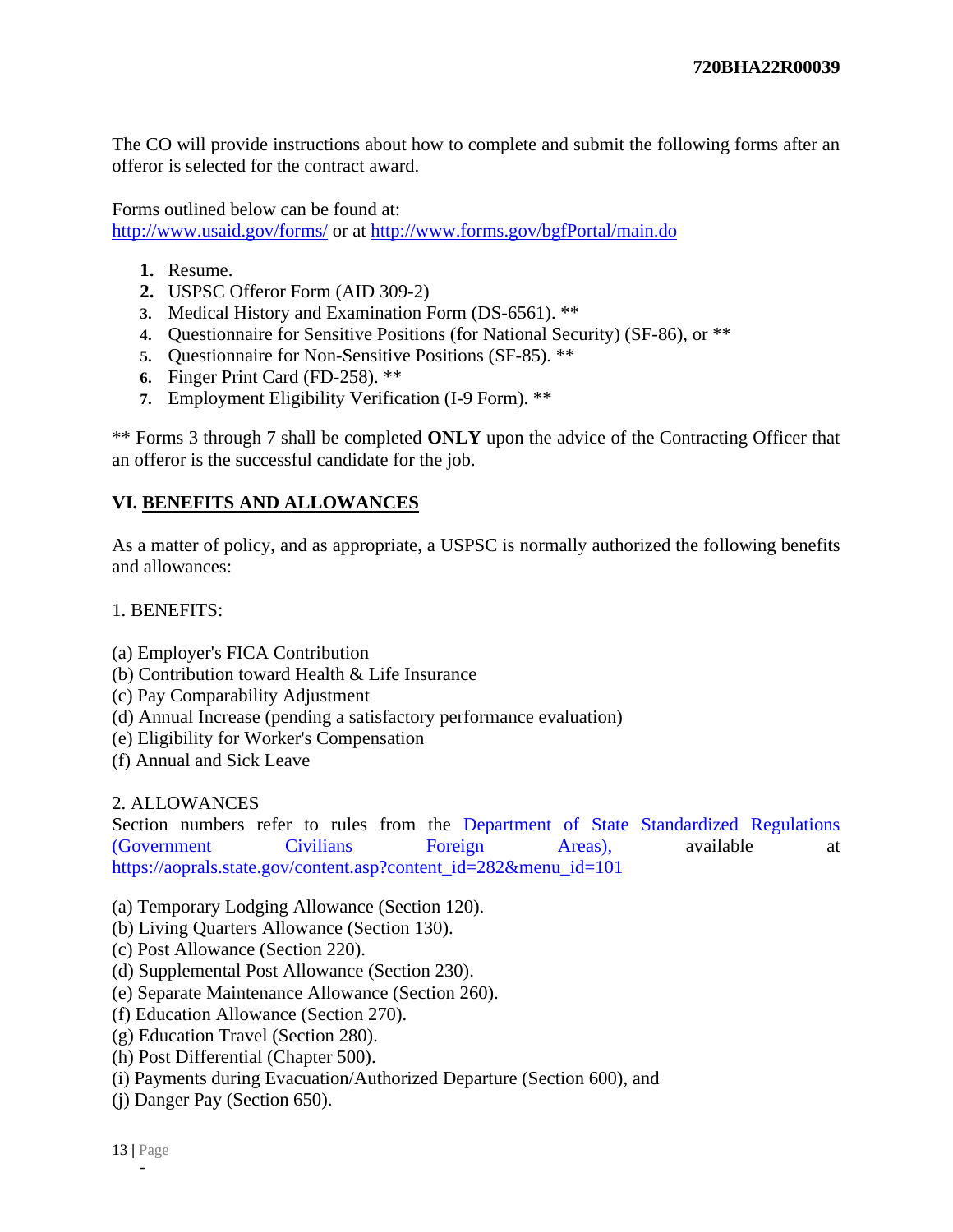The CO will provide instructions about how to complete and submit the following forms after an offeror is selected for the contract award.

Forms outlined below can be found at:
http://www.usaid.gov/forms/ or at http://www.forms.gov/bgfPortal/main.do

1. Resume.
2. USPSC Offeror Form (AID 309-2)
3. Medical History and Examination Form (DS-6561). **
4. Questionnaire for Sensitive Positions (for National Security) (SF-86), or **
5. Questionnaire for Non-Sensitive Positions (SF-85). **
6. Finger Print Card (FD-258). **
7. Employment Eligibility Verification (I-9 Form). **

** Forms 3 through 7 shall be completed **ONLY** upon the advice of the Contracting Officer that an offeror is the successful candidate for the job.

## VI. BENEFITS AND ALLOWANCES

As a matter of policy, and as appropriate, a USPSC is normally authorized the following benefits and allowances:

1. BENEFITS:

(a) Employer's FICA Contribution
(b) Contribution toward Health & Life Insurance
(c) Pay Comparability Adjustment
(d) Annual Increase (pending a satisfactory performance evaluation)
(e) Eligibility for Worker's Compensation
(f) Annual and Sick Leave

2. ALLOWANCES
Section numbers refer to rules from the Department of State Standardized Regulations (Government Civilians Foreign Areas), available at https://aoprals.state.gov/content.asp?content_id=282&menu_id=101

(a) Temporary Lodging Allowance (Section 120).
(b) Living Quarters Allowance (Section 130).
(c) Post Allowance (Section 220).
(d) Supplemental Post Allowance (Section 230).
(e) Separate Maintenance Allowance (Section 260).
(f) Education Allowance (Section 270).
(g) Education Travel (Section 280).
(h) Post Differential (Chapter 500).
(i) Payments during Evacuation/Authorized Departure (Section 600), and
(j) Danger Pay (Section 650).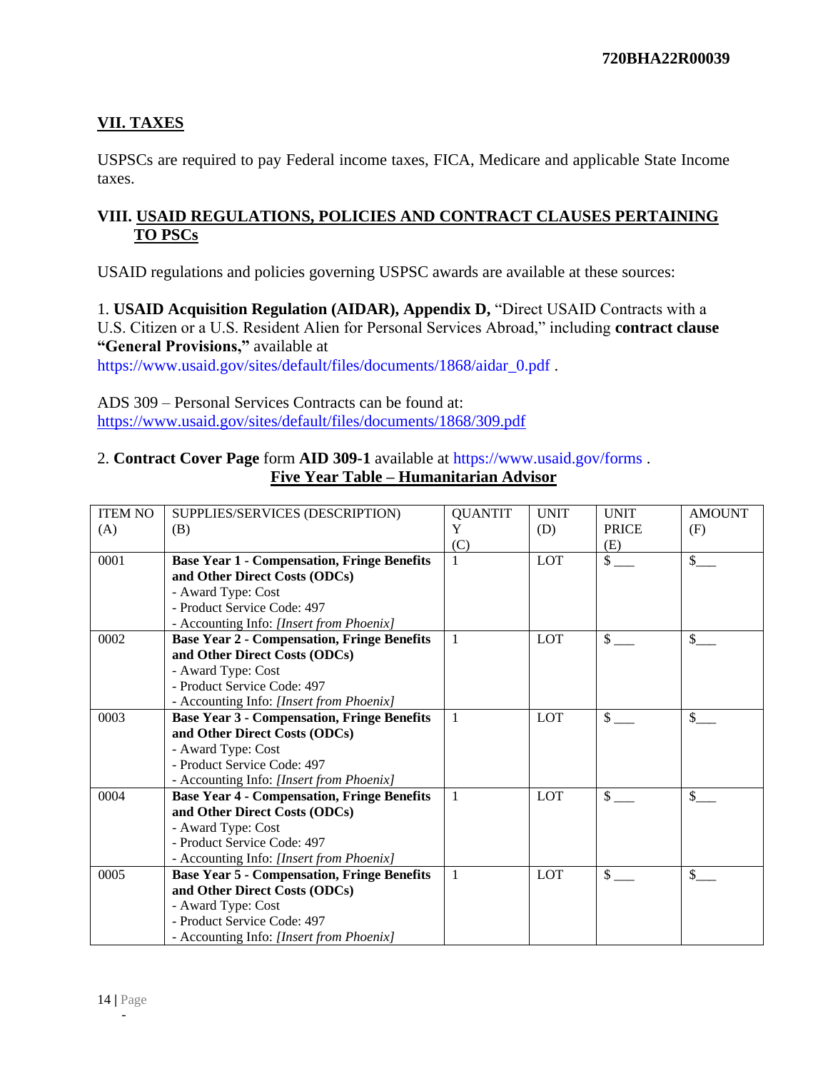## VII. TAXES

USPSCs are required to pay Federal income taxes, FICA, Medicare and applicable State Income taxes.

## VIII. USAID REGULATIONS, POLICIES AND CONTRACT CLAUSES PERTAINING TO PSCs

USAID regulations and policies governing USPSC awards are available at these sources:

1. **USAID Acquisition Regulation (AIDAR), Appendix D,** "Direct USAID Contracts with a U.S. Citizen or a U.S. Resident Alien for Personal Services Abroad," including **contract clause "General Provisions,"** available at https://www.usaid.gov/sites/default/files/documents/1868/aidar_0.pdf .

ADS 309 – Personal Services Contracts can be found at: https://www.usaid.gov/sites/default/files/documents/1868/309.pdf

2. **Contract Cover Page** form **AID 309-1** available at https://www.usaid.gov/forms .

**Five Year Table – Humanitarian Advisor**

| ITEM NO (A) | SUPPLIES/SERVICES (DESCRIPTION) (B) | QUANTITY (C) | UNIT (D) | UNIT PRICE (E) | AMOUNT (F) |
|---|---|---|---|---|---|
| 0001 | **Base Year 1 - Compensation, Fringe Benefits and Other Direct Costs (ODCs)**<br>- Award Type: Cost<br>- Product Service Code: 497<br>- Accounting Info: *[Insert from Phoenix]* | 1 | LOT | $ ___ | $___ |
| 0002 | **Base Year 2 - Compensation, Fringe Benefits and Other Direct Costs (ODCs)**<br>- Award Type: Cost<br>- Product Service Code: 497<br>- Accounting Info: *[Insert from Phoenix]* | 1 | LOT | $ ___ | $___ |
| 0003 | **Base Year 3 - Compensation, Fringe Benefits and Other Direct Costs (ODCs)**<br>- Award Type: Cost<br>- Product Service Code: 497<br>- Accounting Info: *[Insert from Phoenix]* | 1 | LOT | $ ___ | $___ |
| 0004 | **Base Year 4 - Compensation, Fringe Benefits and Other Direct Costs (ODCs)**<br>- Award Type: Cost<br>- Product Service Code: 497<br>- Accounting Info: *[Insert from Phoenix]* | 1 | LOT | $ ___ | $___ |
| 0005 | **Base Year 5 - Compensation, Fringe Benefits and Other Direct Costs (ODCs)**<br>- Award Type: Cost<br>- Product Service Code: 497<br>- Accounting Info: *[Insert from Phoenix]* | 1 | LOT | $ ___ | $___ |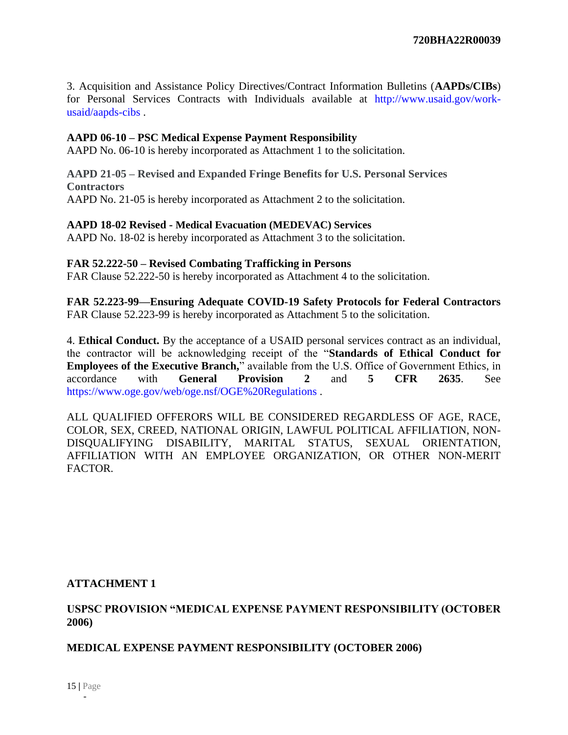3. Acquisition and Assistance Policy Directives/Contract Information Bulletins (**AAPDs/CIBs**) for Personal Services Contracts with Individuals available at http://www.usaid.gov/work-usaid/aapds-cibs .

**AAPD 06-10 – PSC Medical Expense Payment Responsibility**
AAPD No. 06-10 is hereby incorporated as Attachment 1 to the solicitation.

**AAPD 21-05 – Revised and Expanded Fringe Benefits for U.S. Personal Services Contractors**
AAPD No. 21-05 is hereby incorporated as Attachment 2 to the solicitation.

**AAPD 18-02 Revised - Medical Evacuation (MEDEVAC) Services**
AAPD No. 18-02 is hereby incorporated as Attachment 3 to the solicitation.

**FAR 52.222-50 – Revised Combating Trafficking in Persons**
FAR Clause 52.222-50 is hereby incorporated as Attachment 4 to the solicitation.

**FAR 52.223-99—Ensuring Adequate COVID-19 Safety Protocols for Federal Contractors**
FAR Clause 52.223-99 is hereby incorporated as Attachment 5 to the solicitation.

4. **Ethical Conduct.** By the acceptance of a USAID personal services contract as an individual, the contractor will be acknowledging receipt of the "**Standards of Ethical Conduct for Employees of the Executive Branch,**" available from the U.S. Office of Government Ethics, in accordance with **General Provision 2** and **5 CFR 2635**. See https://www.oge.gov/web/oge.nsf/OGE%20Regulations .

ALL QUALIFIED OFFERORS WILL BE CONSIDERED REGARDLESS OF AGE, RACE, COLOR, SEX, CREED, NATIONAL ORIGIN, LAWFUL POLITICAL AFFILIATION, NON-DISQUALIFYING DISABILITY, MARITAL STATUS, SEXUAL ORIENTATION, AFFILIATION WITH AN EMPLOYEE ORGANIZATION, OR OTHER NON-MERIT FACTOR.

## ATTACHMENT 1

### USPSC PROVISION "MEDICAL EXPENSE PAYMENT RESPONSIBILITY (OCTOBER 2006)

### MEDICAL EXPENSE PAYMENT RESPONSIBILITY (OCTOBER 2006)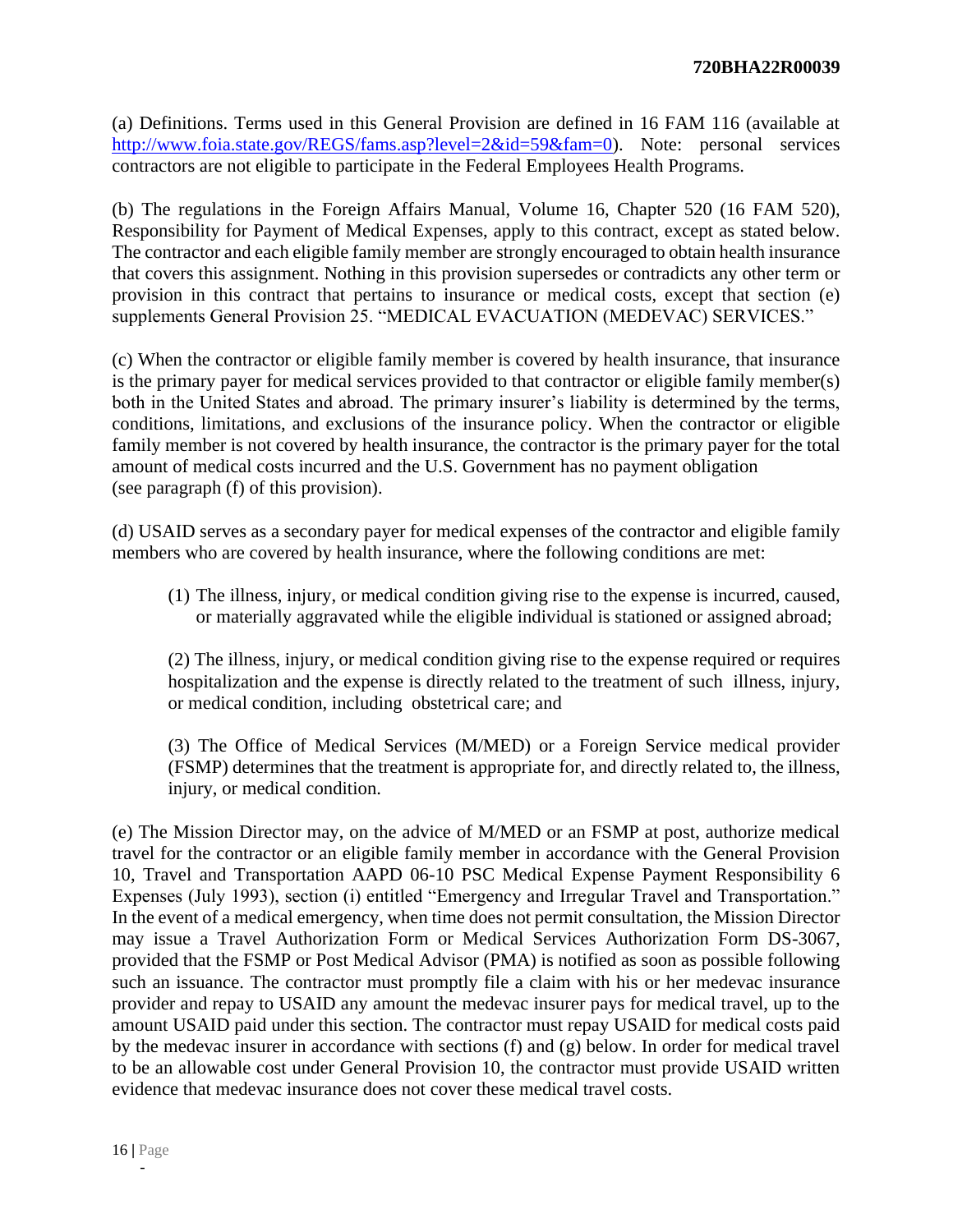(a) Definitions. Terms used in this General Provision are defined in 16 FAM 116 (available at http://www.foia.state.gov/REGS/fams.asp?level=2&id=59&fam=0). Note: personal services contractors are not eligible to participate in the Federal Employees Health Programs.

(b) The regulations in the Foreign Affairs Manual, Volume 16, Chapter 520 (16 FAM 520), Responsibility for Payment of Medical Expenses, apply to this contract, except as stated below. The contractor and each eligible family member are strongly encouraged to obtain health insurance that covers this assignment. Nothing in this provision supersedes or contradicts any other term or provision in this contract that pertains to insurance or medical costs, except that section (e) supplements General Provision 25. "MEDICAL EVACUATION (MEDEVAC) SERVICES."

(c) When the contractor or eligible family member is covered by health insurance, that insurance is the primary payer for medical services provided to that contractor or eligible family member(s) both in the United States and abroad. The primary insurer's liability is determined by the terms, conditions, limitations, and exclusions of the insurance policy. When the contractor or eligible family member is not covered by health insurance, the contractor is the primary payer for the total amount of medical costs incurred and the U.S. Government has no payment obligation (see paragraph (f) of this provision).

(d) USAID serves as a secondary payer for medical expenses of the contractor and eligible family members who are covered by health insurance, where the following conditions are met:

(1) The illness, injury, or medical condition giving rise to the expense is incurred, caused, or materially aggravated while the eligible individual is stationed or assigned abroad;

(2) The illness, injury, or medical condition giving rise to the expense required or requires hospitalization and the expense is directly related to the treatment of such illness, injury, or medical condition, including obstetrical care; and

(3) The Office of Medical Services (M/MED) or a Foreign Service medical provider (FSMP) determines that the treatment is appropriate for, and directly related to, the illness, injury, or medical condition.

(e) The Mission Director may, on the advice of M/MED or an FSMP at post, authorize medical travel for the contractor or an eligible family member in accordance with the General Provision 10, Travel and Transportation AAPD 06-10 PSC Medical Expense Payment Responsibility 6 Expenses (July 1993), section (i) entitled "Emergency and Irregular Travel and Transportation." In the event of a medical emergency, when time does not permit consultation, the Mission Director may issue a Travel Authorization Form or Medical Services Authorization Form DS-3067, provided that the FSMP or Post Medical Advisor (PMA) is notified as soon as possible following such an issuance. The contractor must promptly file a claim with his or her medevac insurance provider and repay to USAID any amount the medevac insurer pays for medical travel, up to the amount USAID paid under this section. The contractor must repay USAID for medical costs paid by the medevac insurer in accordance with sections (f) and (g) below. In order for medical travel to be an allowable cost under General Provision 10, the contractor must provide USAID written evidence that medevac insurance does not cover these medical travel costs.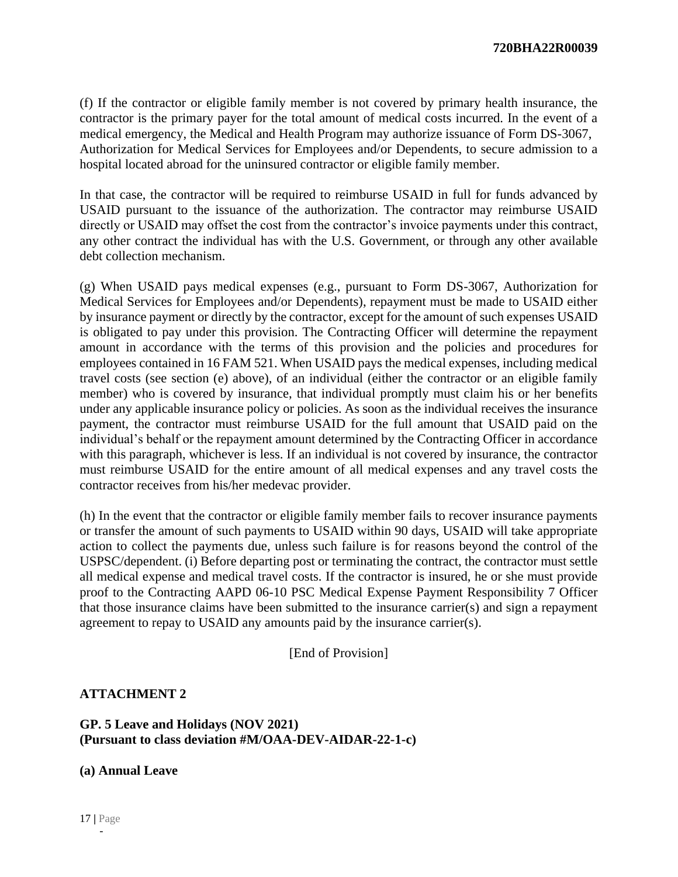(f) If the contractor or eligible family member is not covered by primary health insurance, the contractor is the primary payer for the total amount of medical costs incurred. In the event of a medical emergency, the Medical and Health Program may authorize issuance of Form DS-3067, Authorization for Medical Services for Employees and/or Dependents, to secure admission to a hospital located abroad for the uninsured contractor or eligible family member.

In that case, the contractor will be required to reimburse USAID in full for funds advanced by USAID pursuant to the issuance of the authorization. The contractor may reimburse USAID directly or USAID may offset the cost from the contractor's invoice payments under this contract, any other contract the individual has with the U.S. Government, or through any other available debt collection mechanism.

(g) When USAID pays medical expenses (e.g., pursuant to Form DS-3067, Authorization for Medical Services for Employees and/or Dependents), repayment must be made to USAID either by insurance payment or directly by the contractor, except for the amount of such expenses USAID is obligated to pay under this provision. The Contracting Officer will determine the repayment amount in accordance with the terms of this provision and the policies and procedures for employees contained in 16 FAM 521. When USAID pays the medical expenses, including medical travel costs (see section (e) above), of an individual (either the contractor or an eligible family member) who is covered by insurance, that individual promptly must claim his or her benefits under any applicable insurance policy or policies. As soon as the individual receives the insurance payment, the contractor must reimburse USAID for the full amount that USAID paid on the individual's behalf or the repayment amount determined by the Contracting Officer in accordance with this paragraph, whichever is less. If an individual is not covered by insurance, the contractor must reimburse USAID for the entire amount of all medical expenses and any travel costs the contractor receives from his/her medevac provider.

(h) In the event that the contractor or eligible family member fails to recover insurance payments or transfer the amount of such payments to USAID within 90 days, USAID will take appropriate action to collect the payments due, unless such failure is for reasons beyond the control of the USPSC/dependent. (i) Before departing post or terminating the contract, the contractor must settle all medical expense and medical travel costs. If the contractor is insured, he or she must provide proof to the Contracting AAPD 06-10 PSC Medical Expense Payment Responsibility 7 Officer that those insurance claims have been submitted to the insurance carrier(s) and sign a repayment agreement to repay to USAID any amounts paid by the insurance carrier(s).

[End of Provision]

**ATTACHMENT 2**

**GP. 5 Leave and Holidays (NOV 2021)**
**(Pursuant to class deviation #M/OAA-DEV-AIDAR-22-1-c)**

**(a) Annual Leave**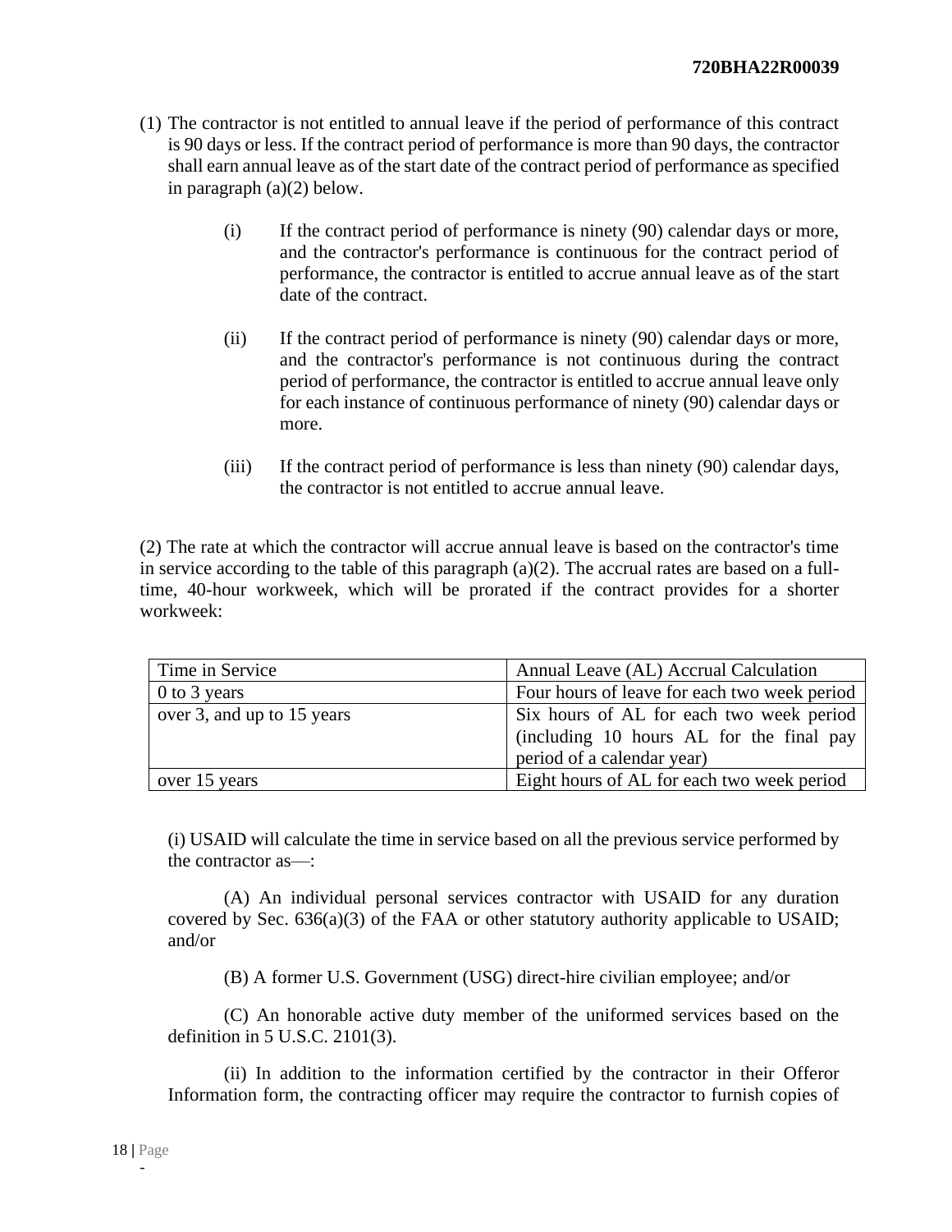(1) The contractor is not entitled to annual leave if the period of performance of this contract is 90 days or less. If the contract period of performance is more than 90 days, the contractor shall earn annual leave as of the start date of the contract period of performance as specified in paragraph (a)(2) below.

- (i) If the contract period of performance is ninety (90) calendar days or more, and the contractor's performance is continuous for the contract period of performance, the contractor is entitled to accrue annual leave as of the start date of the contract.

- (ii) If the contract period of performance is ninety (90) calendar days or more, and the contractor's performance is not continuous during the contract period of performance, the contractor is entitled to accrue annual leave only for each instance of continuous performance of ninety (90) calendar days or more.

- (iii) If the contract period of performance is less than ninety (90) calendar days, the contractor is not entitled to accrue annual leave.

(2) The rate at which the contractor will accrue annual leave is based on the contractor's time in service according to the table of this paragraph (a)(2). The accrual rates are based on a full-time, 40-hour workweek, which will be prorated if the contract provides for a shorter workweek:

| Time in Service | Annual Leave (AL) Accrual Calculation |
|---|---|
| 0 to 3 years | Four hours of leave for each two week period |
| over 3, and up to 15 years | Six hours of AL for each two week period (including 10 hours AL for the final pay period of a calendar year) |
| over 15 years | Eight hours of AL for each two week period |

(i) USAID will calculate the time in service based on all the previous service performed by the contractor as—:

(A) An individual personal services contractor with USAID for any duration covered by Sec. 636(a)(3) of the FAA or other statutory authority applicable to USAID; and/or

(B) A former U.S. Government (USG) direct-hire civilian employee; and/or

(C) An honorable active duty member of the uniformed services based on the definition in 5 U.S.C. 2101(3).

(ii) In addition to the information certified by the contractor in their Offeror Information form, the contracting officer may require the contractor to furnish copies of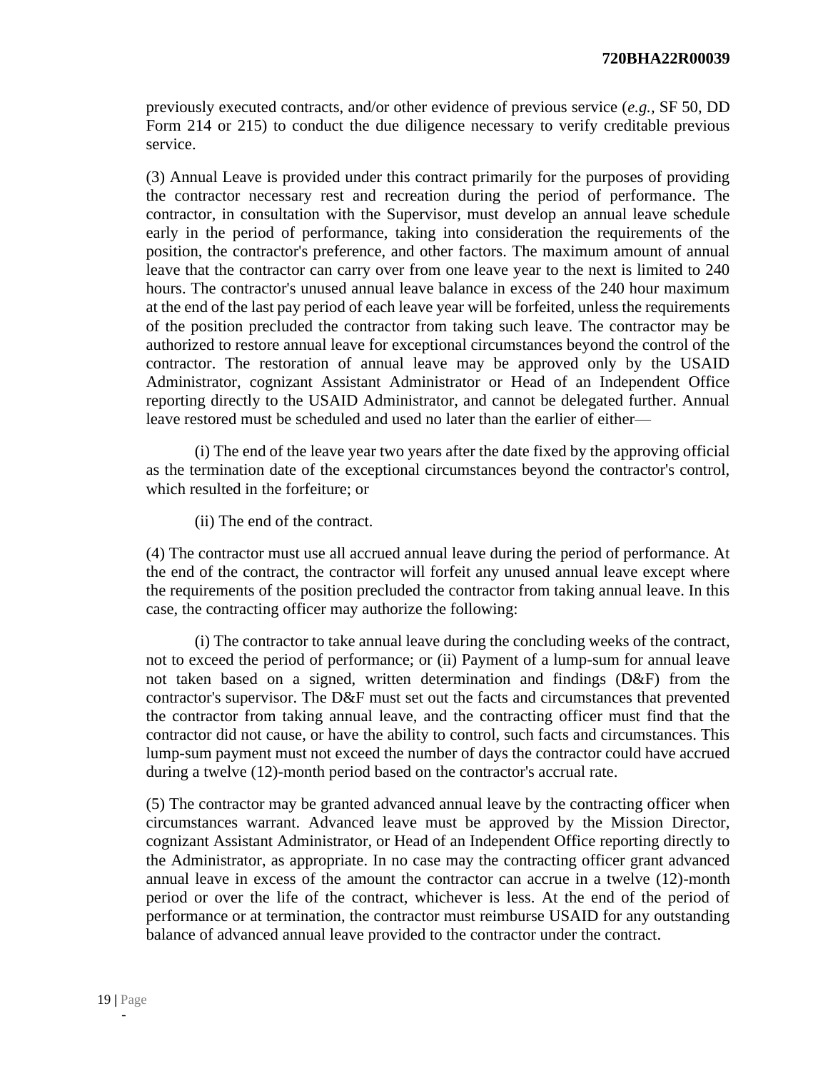previously executed contracts, and/or other evidence of previous service (*e.g.*, SF 50, DD Form 214 or 215) to conduct the due diligence necessary to verify creditable previous service.

(3) Annual Leave is provided under this contract primarily for the purposes of providing the contractor necessary rest and recreation during the period of performance. The contractor, in consultation with the Supervisor, must develop an annual leave schedule early in the period of performance, taking into consideration the requirements of the position, the contractor's preference, and other factors. The maximum amount of annual leave that the contractor can carry over from one leave year to the next is limited to 240 hours. The contractor's unused annual leave balance in excess of the 240 hour maximum at the end of the last pay period of each leave year will be forfeited, unless the requirements of the position precluded the contractor from taking such leave. The contractor may be authorized to restore annual leave for exceptional circumstances beyond the control of the contractor. The restoration of annual leave may be approved only by the USAID Administrator, cognizant Assistant Administrator or Head of an Independent Office reporting directly to the USAID Administrator, and cannot be delegated further. Annual leave restored must be scheduled and used no later than the earlier of either—

(i) The end of the leave year two years after the date fixed by the approving official as the termination date of the exceptional circumstances beyond the contractor's control, which resulted in the forfeiture; or

(ii) The end of the contract.

(4) The contractor must use all accrued annual leave during the period of performance. At the end of the contract, the contractor will forfeit any unused annual leave except where the requirements of the position precluded the contractor from taking annual leave. In this case, the contracting officer may authorize the following:

(i) The contractor to take annual leave during the concluding weeks of the contract, not to exceed the period of performance; or (ii) Payment of a lump-sum for annual leave not taken based on a signed, written determination and findings (D&F) from the contractor's supervisor. The D&F must set out the facts and circumstances that prevented the contractor from taking annual leave, and the contracting officer must find that the contractor did not cause, or have the ability to control, such facts and circumstances. This lump-sum payment must not exceed the number of days the contractor could have accrued during a twelve (12)-month period based on the contractor's accrual rate.

(5) The contractor may be granted advanced annual leave by the contracting officer when circumstances warrant. Advanced leave must be approved by the Mission Director, cognizant Assistant Administrator, or Head of an Independent Office reporting directly to the Administrator, as appropriate. In no case may the contracting officer grant advanced annual leave in excess of the amount the contractor can accrue in a twelve (12)-month period or over the life of the contract, whichever is less. At the end of the period of performance or at termination, the contractor must reimburse USAID for any outstanding balance of advanced annual leave provided to the contractor under the contract.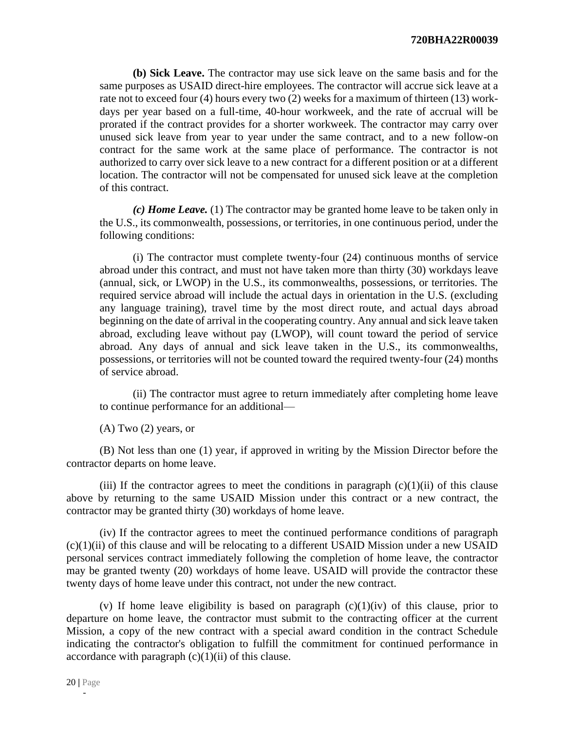**(b) Sick Leave.** The contractor may use sick leave on the same basis and for the same purposes as USAID direct-hire employees. The contractor will accrue sick leave at a rate not to exceed four (4) hours every two (2) weeks for a maximum of thirteen (13) work-days per year based on a full-time, 40-hour workweek, and the rate of accrual will be prorated if the contract provides for a shorter workweek. The contractor may carry over unused sick leave from year to year under the same contract, and to a new follow-on contract for the same work at the same place of performance. The contractor is not authorized to carry over sick leave to a new contract for a different position or at a different location. The contractor will not be compensated for unused sick leave at the completion of this contract.

***(c) Home Leave.*** (1) The contractor may be granted home leave to be taken only in the U.S., its commonwealth, possessions, or territories, in one continuous period, under the following conditions:

(i) The contractor must complete twenty-four (24) continuous months of service abroad under this contract, and must not have taken more than thirty (30) workdays leave (annual, sick, or LWOP) in the U.S., its commonwealths, possessions, or territories. The required service abroad will include the actual days in orientation in the U.S. (excluding any language training), travel time by the most direct route, and actual days abroad beginning on the date of arrival in the cooperating country. Any annual and sick leave taken abroad, excluding leave without pay (LWOP), will count toward the period of service abroad. Any days of annual and sick leave taken in the U.S., its commonwealths, possessions, or territories will not be counted toward the required twenty-four (24) months of service abroad.

(ii) The contractor must agree to return immediately after completing home leave to continue performance for an additional—

(A) Two (2) years, or

(B) Not less than one (1) year, if approved in writing by the Mission Director before the contractor departs on home leave.

(iii) If the contractor agrees to meet the conditions in paragraph (c)(1)(ii) of this clause above by returning to the same USAID Mission under this contract or a new contract, the contractor may be granted thirty (30) workdays of home leave.

(iv) If the contractor agrees to meet the continued performance conditions of paragraph (c)(1)(ii) of this clause and will be relocating to a different USAID Mission under a new USAID personal services contract immediately following the completion of home leave, the contractor may be granted twenty (20) workdays of home leave. USAID will provide the contractor these twenty days of home leave under this contract, not under the new contract.

(v) If home leave eligibility is based on paragraph (c)(1)(iv) of this clause, prior to departure on home leave, the contractor must submit to the contracting officer at the current Mission, a copy of the new contract with a special award condition in the contract Schedule indicating the contractor's obligation to fulfill the commitment for continued performance in accordance with paragraph (c)(1)(ii) of this clause.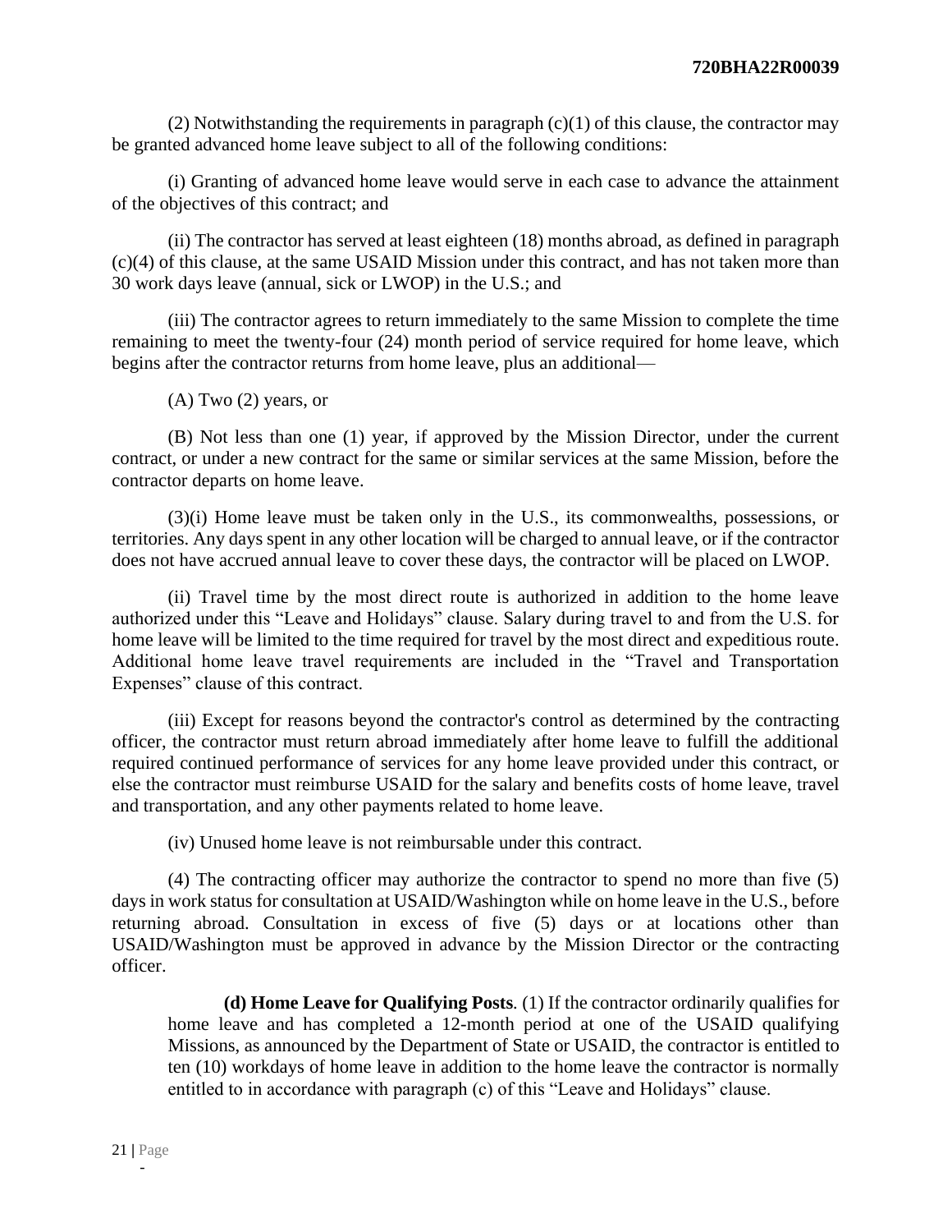(2) Notwithstanding the requirements in paragraph (c)(1) of this clause, the contractor may be granted advanced home leave subject to all of the following conditions:

(i) Granting of advanced home leave would serve in each case to advance the attainment of the objectives of this contract; and

(ii) The contractor has served at least eighteen (18) months abroad, as defined in paragraph (c)(4) of this clause, at the same USAID Mission under this contract, and has not taken more than 30 work days leave (annual, sick or LWOP) in the U.S.; and

(iii) The contractor agrees to return immediately to the same Mission to complete the time remaining to meet the twenty-four (24) month period of service required for home leave, which begins after the contractor returns from home leave, plus an additional—

(A) Two (2) years, or

(B) Not less than one (1) year, if approved by the Mission Director, under the current contract, or under a new contract for the same or similar services at the same Mission, before the contractor departs on home leave.

(3)(i) Home leave must be taken only in the U.S., its commonwealths, possessions, or territories. Any days spent in any other location will be charged to annual leave, or if the contractor does not have accrued annual leave to cover these days, the contractor will be placed on LWOP.

(ii) Travel time by the most direct route is authorized in addition to the home leave authorized under this "Leave and Holidays" clause. Salary during travel to and from the U.S. for home leave will be limited to the time required for travel by the most direct and expeditious route. Additional home leave travel requirements are included in the "Travel and Transportation Expenses" clause of this contract.

(iii) Except for reasons beyond the contractor's control as determined by the contracting officer, the contractor must return abroad immediately after home leave to fulfill the additional required continued performance of services for any home leave provided under this contract, or else the contractor must reimburse USAID for the salary and benefits costs of home leave, travel and transportation, and any other payments related to home leave.

(iv) Unused home leave is not reimbursable under this contract.

(4) The contracting officer may authorize the contractor to spend no more than five (5) days in work status for consultation at USAID/Washington while on home leave in the U.S., before returning abroad. Consultation in excess of five (5) days or at locations other than USAID/Washington must be approved in advance by the Mission Director or the contracting officer.

**(d) Home Leave for Qualifying Posts**. (1) If the contractor ordinarily qualifies for home leave and has completed a 12-month period at one of the USAID qualifying Missions, as announced by the Department of State or USAID, the contractor is entitled to ten (10) workdays of home leave in addition to the home leave the contractor is normally entitled to in accordance with paragraph (c) of this "Leave and Holidays" clause.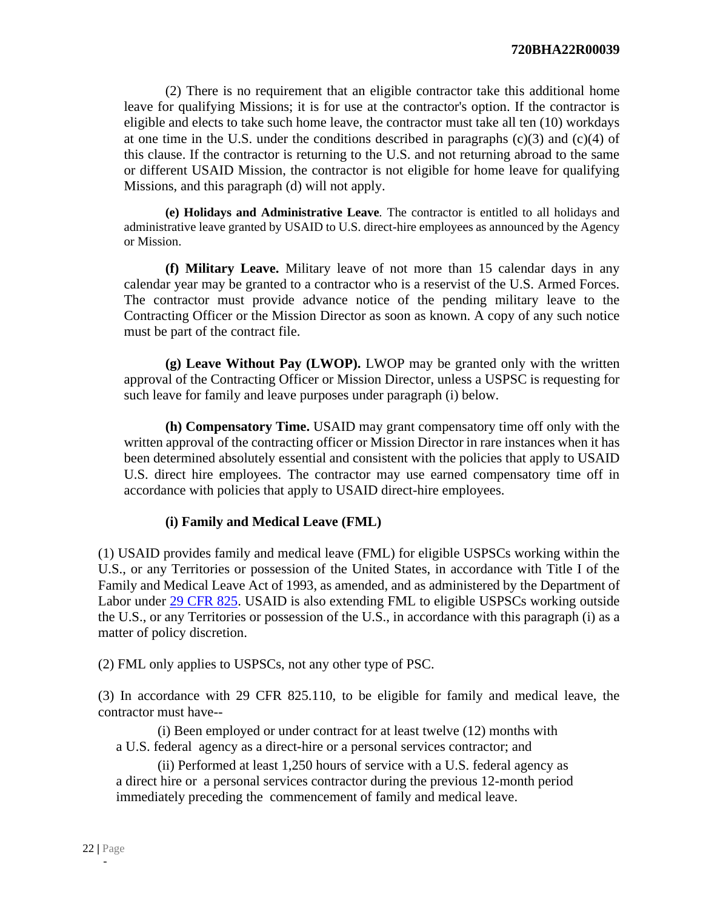(2) There is no requirement that an eligible contractor take this additional home leave for qualifying Missions; it is for use at the contractor's option. If the contractor is eligible and elects to take such home leave, the contractor must take all ten (10) workdays at one time in the U.S. under the conditions described in paragraphs (c)(3) and (c)(4) of this clause. If the contractor is returning to the U.S. and not returning abroad to the same or different USAID Mission, the contractor is not eligible for home leave for qualifying Missions, and this paragraph (d) will not apply.

**(e) Holidays and Administrative Leave**. The contractor is entitled to all holidays and administrative leave granted by USAID to U.S. direct-hire employees as announced by the Agency or Mission.

**(f) Military Leave.** Military leave of not more than 15 calendar days in any calendar year may be granted to a contractor who is a reservist of the U.S. Armed Forces. The contractor must provide advance notice of the pending military leave to the Contracting Officer or the Mission Director as soon as known. A copy of any such notice must be part of the contract file.

**(g) Leave Without Pay (LWOP).** LWOP may be granted only with the written approval of the Contracting Officer or Mission Director, unless a USPSC is requesting for such leave for family and leave purposes under paragraph (i) below.

**(h) Compensatory Time.** USAID may grant compensatory time off only with the written approval of the contracting officer or Mission Director in rare instances when it has been determined absolutely essential and consistent with the policies that apply to USAID U.S. direct hire employees. The contractor may use earned compensatory time off in accordance with policies that apply to USAID direct-hire employees.

**(i) Family and Medical Leave (FML)**

(1) USAID provides family and medical leave (FML) for eligible USPSCs working within the U.S., or any Territories or possession of the United States, in accordance with Title I of the Family and Medical Leave Act of 1993, as amended, and as administered by the Department of Labor under [29 CFR 825](29 CFR 825). USAID is also extending FML to eligible USPSCs working outside the U.S., or any Territories or possession of the U.S., in accordance with this paragraph (i) as a matter of policy discretion.

(2) FML only applies to USPSCs, not any other type of PSC.

(3) In accordance with 29 CFR 825.110, to be eligible for family and medical leave, the contractor must have--

(i) Been employed or under contract for at least twelve (12) months with a U.S. federal agency as a direct-hire or a personal services contractor; and

(ii) Performed at least 1,250 hours of service with a U.S. federal agency as a direct hire or a personal services contractor during the previous 12-month period immediately preceding the commencement of family and medical leave.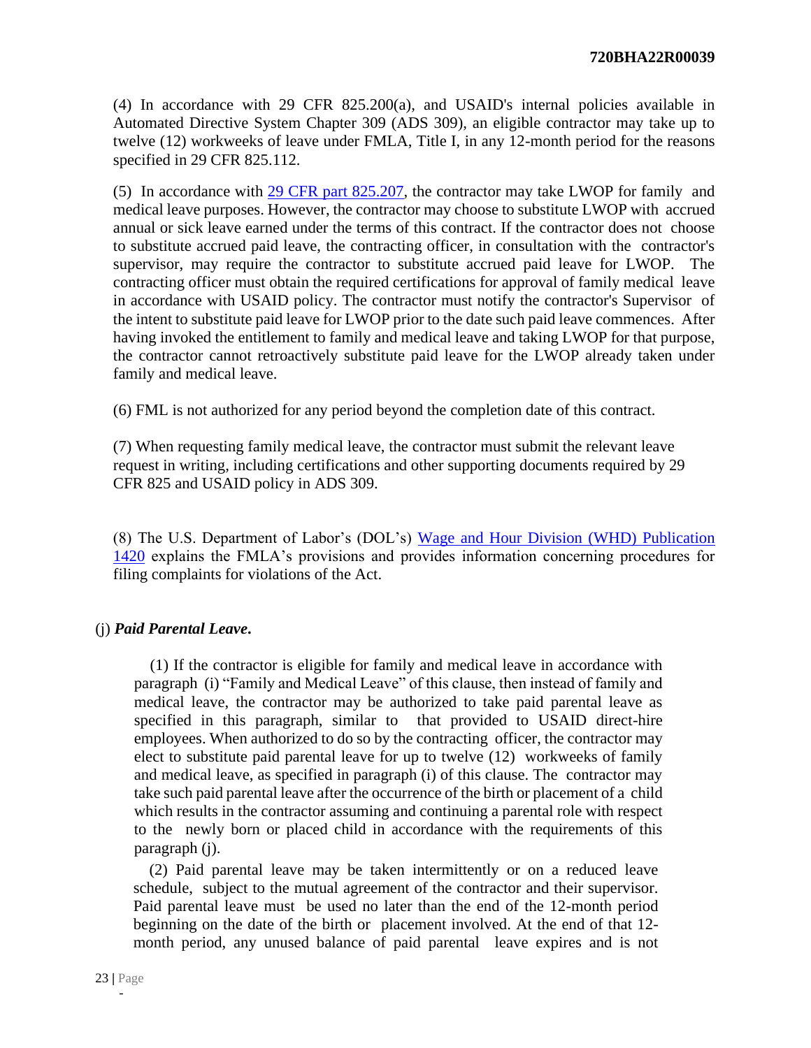(4) In accordance with 29 CFR 825.200(a), and USAID's internal policies available in Automated Directive System Chapter 309 (ADS 309), an eligible contractor may take up to twelve (12) workweeks of leave under FMLA, Title I, in any 12-month period for the reasons specified in 29 CFR 825.112.

(5) In accordance with [29 CFR part 825.207](), the contractor may take LWOP for family and medical leave purposes. However, the contractor may choose to substitute LWOP with accrued annual or sick leave earned under the terms of this contract. If the contractor does not choose to substitute accrued paid leave, the contracting officer, in consultation with the contractor's supervisor, may require the contractor to substitute accrued paid leave for LWOP. The contracting officer must obtain the required certifications for approval of family medical leave in accordance with USAID policy. The contractor must notify the contractor's Supervisor of the intent to substitute paid leave for LWOP prior to the date such paid leave commences. After having invoked the entitlement to family and medical leave and taking LWOP for that purpose, the contractor cannot retroactively substitute paid leave for the LWOP already taken under family and medical leave.

(6) FML is not authorized for any period beyond the completion date of this contract.

(7) When requesting family medical leave, the contractor must submit the relevant leave request in writing, including certifications and other supporting documents required by 29 CFR 825 and USAID policy in ADS 309.

(8) The U.S. Department of Labor's (DOL's) [Wage and Hour Division (WHD) Publication 1420]() explains the FMLA's provisions and provides information concerning procedures for filing complaints for violations of the Act.

(j) ***Paid Parental Leave*.**

(1) If the contractor is eligible for family and medical leave in accordance with paragraph (i) "Family and Medical Leave" of this clause, then instead of family and medical leave, the contractor may be authorized to take paid parental leave as specified in this paragraph, similar to that provided to USAID direct-hire employees. When authorized to do so by the contracting officer, the contractor may elect to substitute paid parental leave for up to twelve (12) workweeks of family and medical leave, as specified in paragraph (i) of this clause. The contractor may take such paid parental leave after the occurrence of the birth or placement of a child which results in the contractor assuming and continuing a parental role with respect to the newly born or placed child in accordance with the requirements of this paragraph (j).

(2) Paid parental leave may be taken intermittently or on a reduced leave schedule, subject to the mutual agreement of the contractor and their supervisor. Paid parental leave must be used no later than the end of the 12-month period beginning on the date of the birth or placement involved. At the end of that 12-month period, any unused balance of paid parental leave expires and is not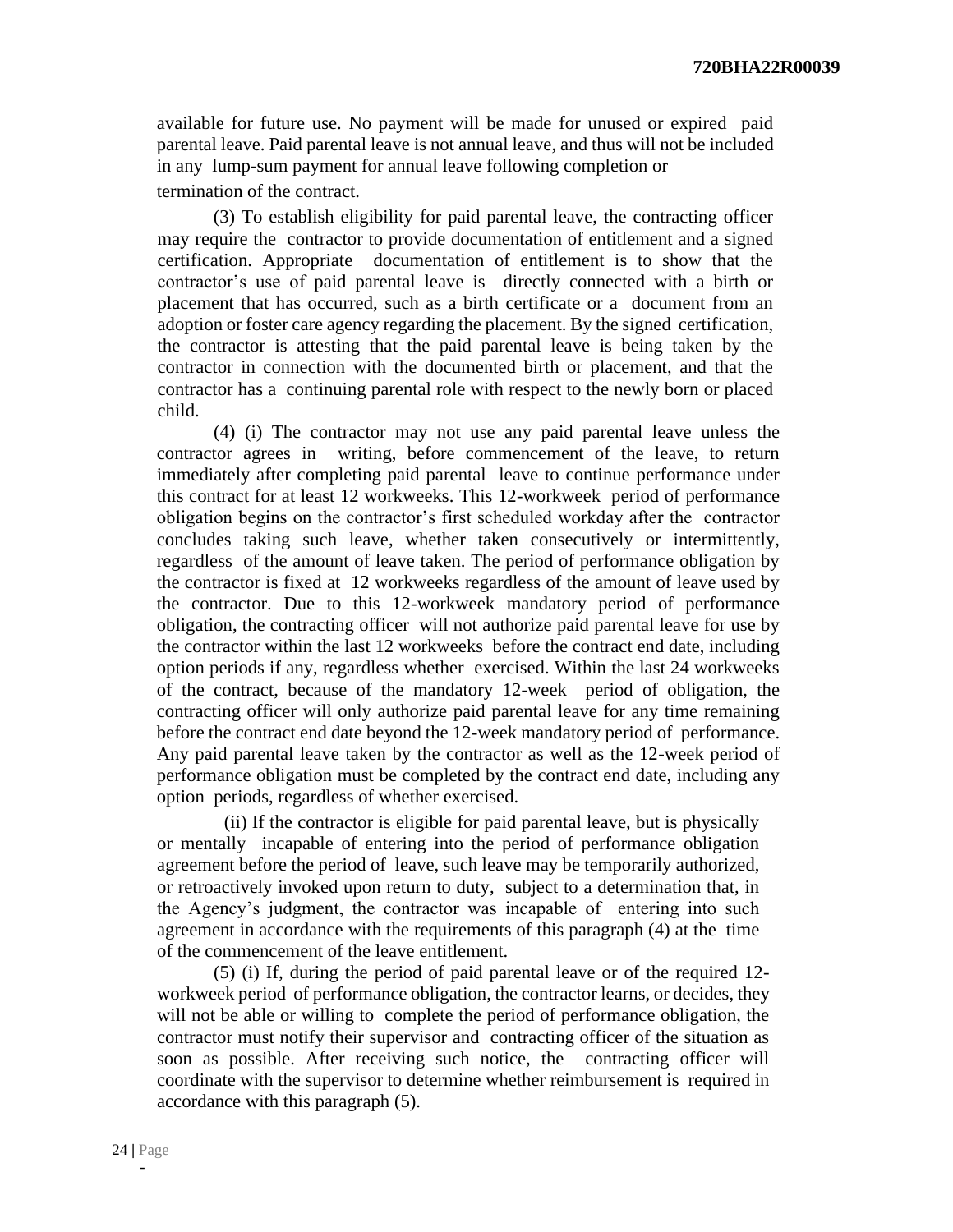available for future use. No payment will be made for unused or expired paid parental leave. Paid parental leave is not annual leave, and thus will not be included in any lump-sum payment for annual leave following completion or termination of the contract.

(3) To establish eligibility for paid parental leave, the contracting officer may require the contractor to provide documentation of entitlement and a signed certification. Appropriate documentation of entitlement is to show that the contractor's use of paid parental leave is directly connected with a birth or placement that has occurred, such as a birth certificate or a document from an adoption or foster care agency regarding the placement. By the signed certification, the contractor is attesting that the paid parental leave is being taken by the contractor in connection with the documented birth or placement, and that the contractor has a continuing parental role with respect to the newly born or placed child.

(4) (i) The contractor may not use any paid parental leave unless the contractor agrees in writing, before commencement of the leave, to return immediately after completing paid parental leave to continue performance under this contract for at least 12 workweeks. This 12-workweek period of performance obligation begins on the contractor's first scheduled workday after the contractor concludes taking such leave, whether taken consecutively or intermittently, regardless of the amount of leave taken. The period of performance obligation by the contractor is fixed at 12 workweeks regardless of the amount of leave used by the contractor. Due to this 12-workweek mandatory period of performance obligation, the contracting officer will not authorize paid parental leave for use by the contractor within the last 12 workweeks before the contract end date, including option periods if any, regardless whether exercised. Within the last 24 workweeks of the contract, because of the mandatory 12-week period of obligation, the contracting officer will only authorize paid parental leave for any time remaining before the contract end date beyond the 12-week mandatory period of performance. Any paid parental leave taken by the contractor as well as the 12-week period of performance obligation must be completed by the contract end date, including any option periods, regardless of whether exercised.

(ii) If the contractor is eligible for paid parental leave, but is physically or mentally incapable of entering into the period of performance obligation agreement before the period of leave, such leave may be temporarily authorized, or retroactively invoked upon return to duty, subject to a determination that, in the Agency's judgment, the contractor was incapable of entering into such agreement in accordance with the requirements of this paragraph (4) at the time of the commencement of the leave entitlement.

(5) (i) If, during the period of paid parental leave or of the required 12-workweek period of performance obligation, the contractor learns, or decides, they will not be able or willing to complete the period of performance obligation, the contractor must notify their supervisor and contracting officer of the situation as soon as possible. After receiving such notice, the contracting officer will coordinate with the supervisor to determine whether reimbursement is required in accordance with this paragraph (5).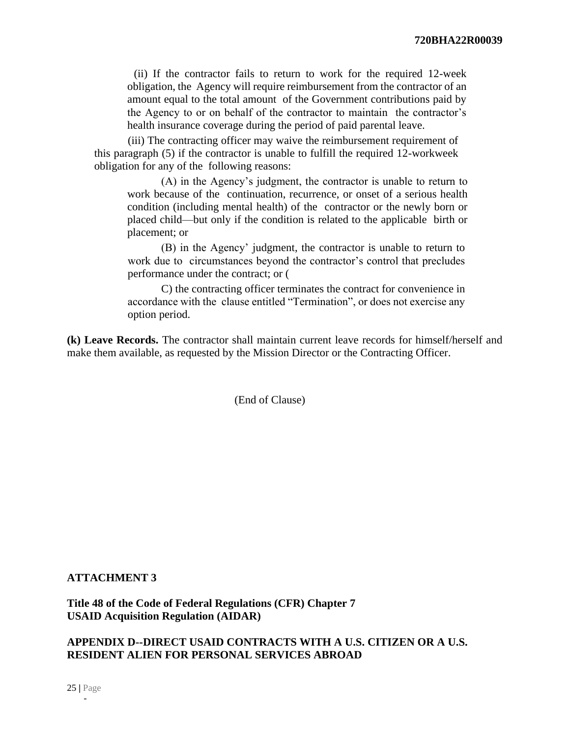(ii) If the contractor fails to return to work for the required 12-week obligation, the Agency will require reimbursement from the contractor of an amount equal to the total amount of the Government contributions paid by the Agency to or on behalf of the contractor to maintain the contractor's health insurance coverage during the period of paid parental leave.

(iii) The contracting officer may waive the reimbursement requirement of this paragraph (5) if the contractor is unable to fulfill the required 12-workweek obligation for any of the following reasons:

(A) in the Agency's judgment, the contractor is unable to return to work because of the continuation, recurrence, or onset of a serious health condition (including mental health) of the contractor or the newly born or placed child—but only if the condition is related to the applicable birth or placement; or

(B) in the Agency' judgment, the contractor is unable to return to work due to circumstances beyond the contractor's control that precludes performance under the contract; or (

C) the contracting officer terminates the contract for convenience in accordance with the clause entitled "Termination", or does not exercise any option period.

**(k) Leave Records.** The contractor shall maintain current leave records for himself/herself and make them available, as requested by the Mission Director or the Contracting Officer.

(End of Clause)

**ATTACHMENT 3**

**Title 48 of the Code of Federal Regulations (CFR) Chapter 7**
**USAID Acquisition Regulation (AIDAR)**

**APPENDIX D--DIRECT USAID CONTRACTS WITH A U.S. CITIZEN OR A U.S. RESIDENT ALIEN FOR PERSONAL SERVICES ABROAD**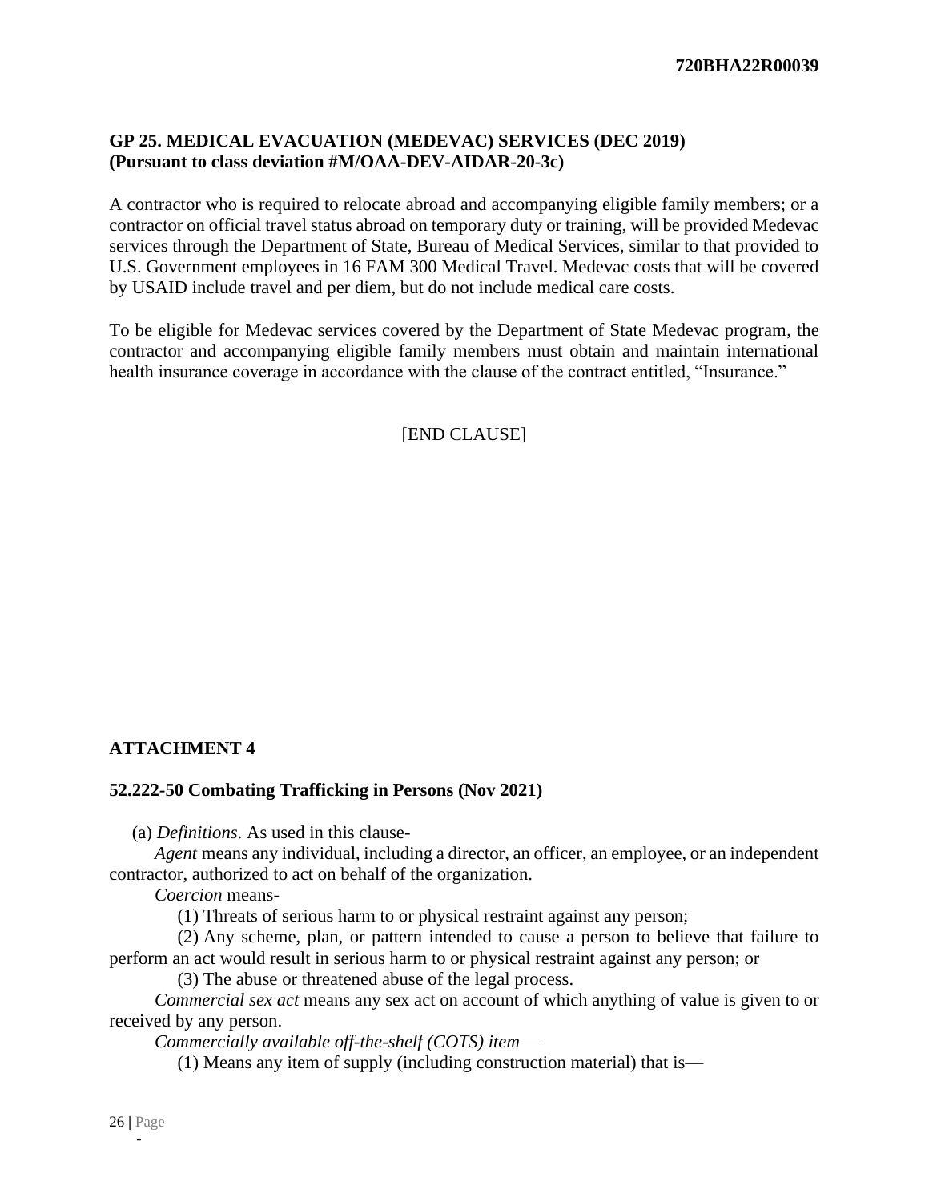## GP 25. MEDICAL EVACUATION (MEDEVAC) SERVICES (DEC 2019) (Pursuant to class deviation #M/OAA-DEV-AIDAR-20-3c)

A contractor who is required to relocate abroad and accompanying eligible family members; or a contractor on official travel status abroad on temporary duty or training, will be provided Medevac services through the Department of State, Bureau of Medical Services, similar to that provided to U.S. Government employees in 16 FAM 300 Medical Travel. Medevac costs that will be covered by USAID include travel and per diem, but do not include medical care costs.

To be eligible for Medevac services covered by the Department of State Medevac program, the contractor and accompanying eligible family members must obtain and maintain international health insurance coverage in accordance with the clause of the contract entitled, "Insurance."

[END CLAUSE]

## ATTACHMENT 4

### 52.222-50 Combating Trafficking in Persons (Nov 2021)

(a) *Definitions*. As used in this clause-

*Agent* means any individual, including a director, an officer, an employee, or an independent contractor, authorized to act on behalf of the organization.

*Coercion* means-

(1) Threats of serious harm to or physical restraint against any person;

(2) Any scheme, plan, or pattern intended to cause a person to believe that failure to perform an act would result in serious harm to or physical restraint against any person; or

(3) The abuse or threatened abuse of the legal process.

*Commercial sex act* means any sex act on account of which anything of value is given to or received by any person.

*Commercially available off-the-shelf (COTS) item* —

(1) Means any item of supply (including construction material) that is—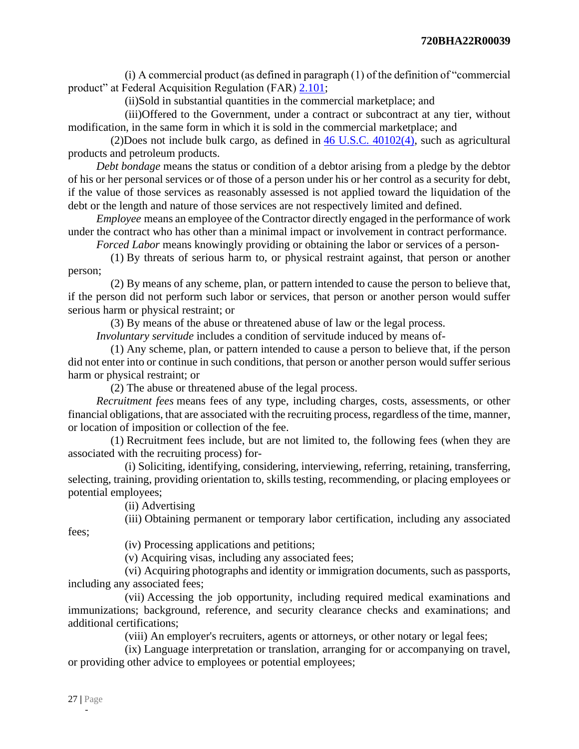(i) A commercial product (as defined in paragraph (1) of the definition of "commercial product" at Federal Acquisition Regulation (FAR) 2.101;

(ii)Sold in substantial quantities in the commercial marketplace; and

(iii)Offered to the Government, under a contract or subcontract at any tier, without modification, in the same form in which it is sold in the commercial marketplace; and

(2)Does not include bulk cargo, as defined in 46 U.S.C. 40102(4), such as agricultural products and petroleum products.

*Debt bondage* means the status or condition of a debtor arising from a pledge by the debtor of his or her personal services or of those of a person under his or her control as a security for debt, if the value of those services as reasonably assessed is not applied toward the liquidation of the debt or the length and nature of those services are not respectively limited and defined.

*Employee* means an employee of the Contractor directly engaged in the performance of work under the contract who has other than a minimal impact or involvement in contract performance.

*Forced Labor* means knowingly providing or obtaining the labor or services of a person-

(1) By threats of serious harm to, or physical restraint against, that person or another person;

(2) By means of any scheme, plan, or pattern intended to cause the person to believe that, if the person did not perform such labor or services, that person or another person would suffer serious harm or physical restraint; or

(3) By means of the abuse or threatened abuse of law or the legal process.

*Involuntary servitude* includes a condition of servitude induced by means of-

(1) Any scheme, plan, or pattern intended to cause a person to believe that, if the person did not enter into or continue in such conditions, that person or another person would suffer serious harm or physical restraint; or

(2) The abuse or threatened abuse of the legal process.

*Recruitment fees* means fees of any type, including charges, costs, assessments, or other financial obligations, that are associated with the recruiting process, regardless of the time, manner, or location of imposition or collection of the fee.

(1) Recruitment fees include, but are not limited to, the following fees (when they are associated with the recruiting process) for-

(i) Soliciting, identifying, considering, interviewing, referring, retaining, transferring, selecting, training, providing orientation to, skills testing, recommending, or placing employees or potential employees;

(ii) Advertising

(iii) Obtaining permanent or temporary labor certification, including any associated fees;

(iv) Processing applications and petitions;

(v) Acquiring visas, including any associated fees;

(vi) Acquiring photographs and identity or immigration documents, such as passports, including any associated fees;

(vii) Accessing the job opportunity, including required medical examinations and immunizations; background, reference, and security clearance checks and examinations; and additional certifications;

(viii) An employer's recruiters, agents or attorneys, or other notary or legal fees;

(ix) Language interpretation or translation, arranging for or accompanying on travel, or providing other advice to employees or potential employees;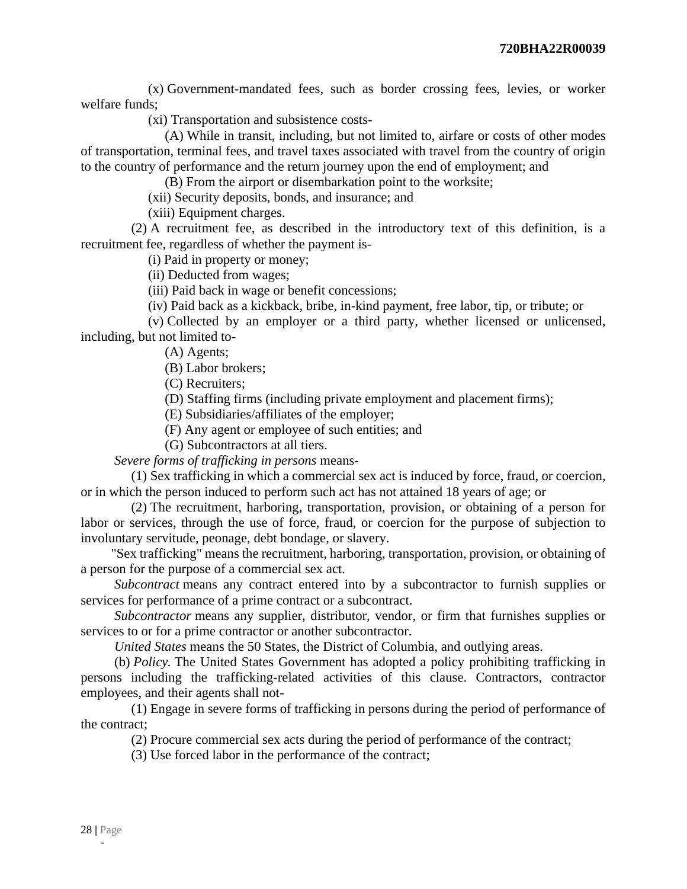(x) Government-mandated fees, such as border crossing fees, levies, or worker welfare funds;

(xi) Transportation and subsistence costs-

(A) While in transit, including, but not limited to, airfare or costs of other modes of transportation, terminal fees, and travel taxes associated with travel from the country of origin to the country of performance and the return journey upon the end of employment; and

(B) From the airport or disembarkation point to the worksite;

(xii) Security deposits, bonds, and insurance; and

(xiii) Equipment charges.

(2) A recruitment fee, as described in the introductory text of this definition, is a recruitment fee, regardless of whether the payment is-

(i) Paid in property or money;

(ii) Deducted from wages;

(iii) Paid back in wage or benefit concessions;

(iv) Paid back as a kickback, bribe, in-kind payment, free labor, tip, or tribute; or

(v) Collected by an employer or a third party, whether licensed or unlicensed, including, but not limited to-

(A) Agents;

(B) Labor brokers;

(C) Recruiters;

(D) Staffing firms (including private employment and placement firms);

(E) Subsidiaries/affiliates of the employer;

(F) Any agent or employee of such entities; and

(G) Subcontractors at all tiers.

*Severe forms of trafficking in persons* means-

(1) Sex trafficking in which a commercial sex act is induced by force, fraud, or coercion, or in which the person induced to perform such act has not attained 18 years of age; or

(2) The recruitment, harboring, transportation, provision, or obtaining of a person for labor or services, through the use of force, fraud, or coercion for the purpose of subjection to involuntary servitude, peonage, debt bondage, or slavery.

"Sex trafficking" means the recruitment, harboring, transportation, provision, or obtaining of a person for the purpose of a commercial sex act.

*Subcontract* means any contract entered into by a subcontractor to furnish supplies or services for performance of a prime contract or a subcontract.

*Subcontractor* means any supplier, distributor, vendor, or firm that furnishes supplies or services to or for a prime contractor or another subcontractor.

*United States* means the 50 States, the District of Columbia, and outlying areas.

(b) *Policy.* The United States Government has adopted a policy prohibiting trafficking in persons including the trafficking-related activities of this clause. Contractors, contractor employees, and their agents shall not-

(1) Engage in severe forms of trafficking in persons during the period of performance of the contract;

(2) Procure commercial sex acts during the period of performance of the contract;

(3) Use forced labor in the performance of the contract;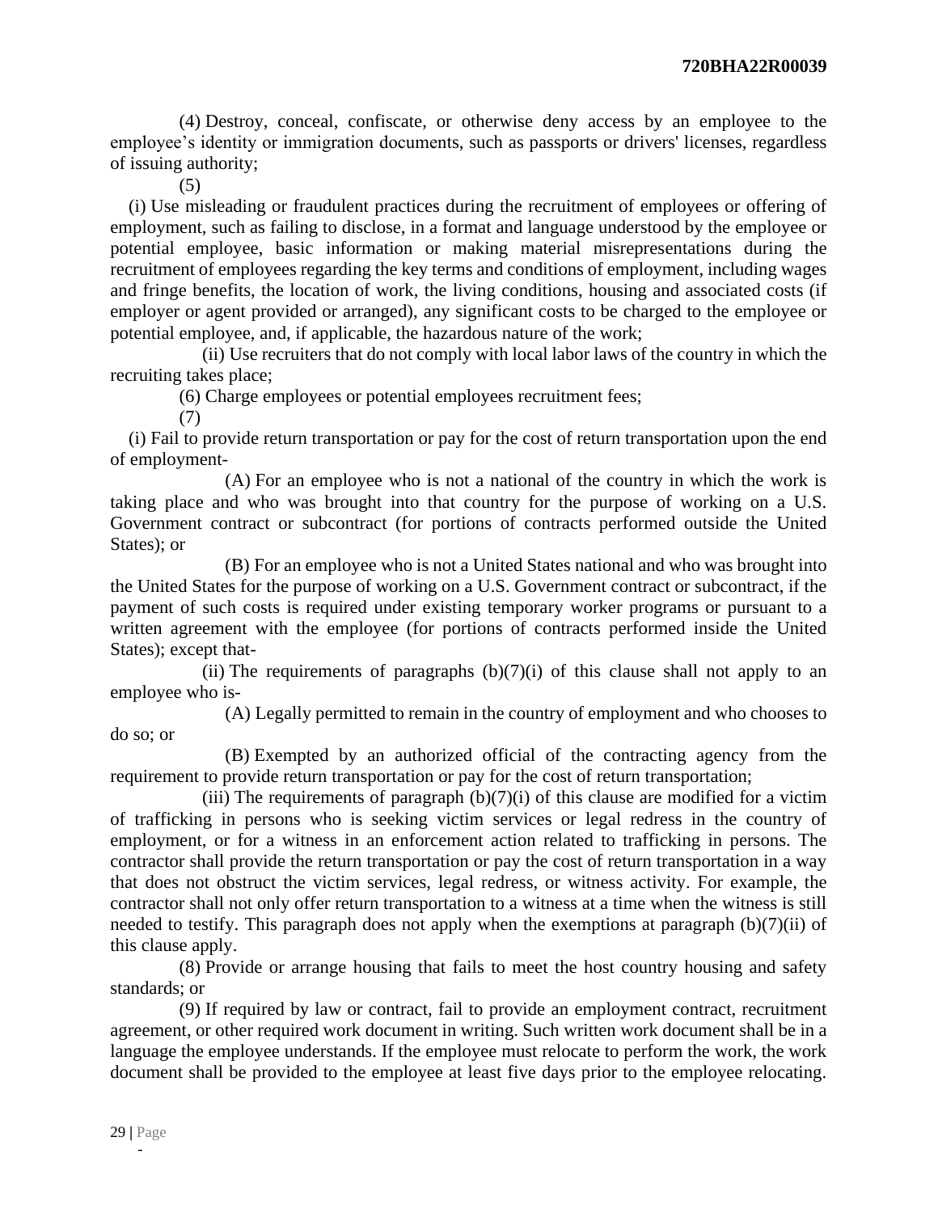(4) Destroy, conceal, confiscate, or otherwise deny access by an employee to the employee's identity or immigration documents, such as passports or drivers' licenses, regardless of issuing authority;

(5)

(i) Use misleading or fraudulent practices during the recruitment of employees or offering of employment, such as failing to disclose, in a format and language understood by the employee or potential employee, basic information or making material misrepresentations during the recruitment of employees regarding the key terms and conditions of employment, including wages and fringe benefits, the location of work, the living conditions, housing and associated costs (if employer or agent provided or arranged), any significant costs to be charged to the employee or potential employee, and, if applicable, the hazardous nature of the work;

(ii) Use recruiters that do not comply with local labor laws of the country in which the recruiting takes place;

(6) Charge employees or potential employees recruitment fees;

(7)

(i) Fail to provide return transportation or pay for the cost of return transportation upon the end of employment-

(A) For an employee who is not a national of the country in which the work is taking place and who was brought into that country for the purpose of working on a U.S. Government contract or subcontract (for portions of contracts performed outside the United States); or

(B) For an employee who is not a United States national and who was brought into the United States for the purpose of working on a U.S. Government contract or subcontract, if the payment of such costs is required under existing temporary worker programs or pursuant to a written agreement with the employee (for portions of contracts performed inside the United States); except that-

(ii) The requirements of paragraphs (b)(7)(i) of this clause shall not apply to an employee who is-

(A) Legally permitted to remain in the country of employment and who chooses to do so; or

(B) Exempted by an authorized official of the contracting agency from the requirement to provide return transportation or pay for the cost of return transportation;

(iii) The requirements of paragraph (b)(7)(i) of this clause are modified for a victim of trafficking in persons who is seeking victim services or legal redress in the country of employment, or for a witness in an enforcement action related to trafficking in persons. The contractor shall provide the return transportation or pay the cost of return transportation in a way that does not obstruct the victim services, legal redress, or witness activity. For example, the contractor shall not only offer return transportation to a witness at a time when the witness is still needed to testify. This paragraph does not apply when the exemptions at paragraph (b)(7)(ii) of this clause apply.

(8) Provide or arrange housing that fails to meet the host country housing and safety standards; or

(9) If required by law or contract, fail to provide an employment contract, recruitment agreement, or other required work document in writing. Such written work document shall be in a language the employee understands. If the employee must relocate to perform the work, the work document shall be provided to the employee at least five days prior to the employee relocating.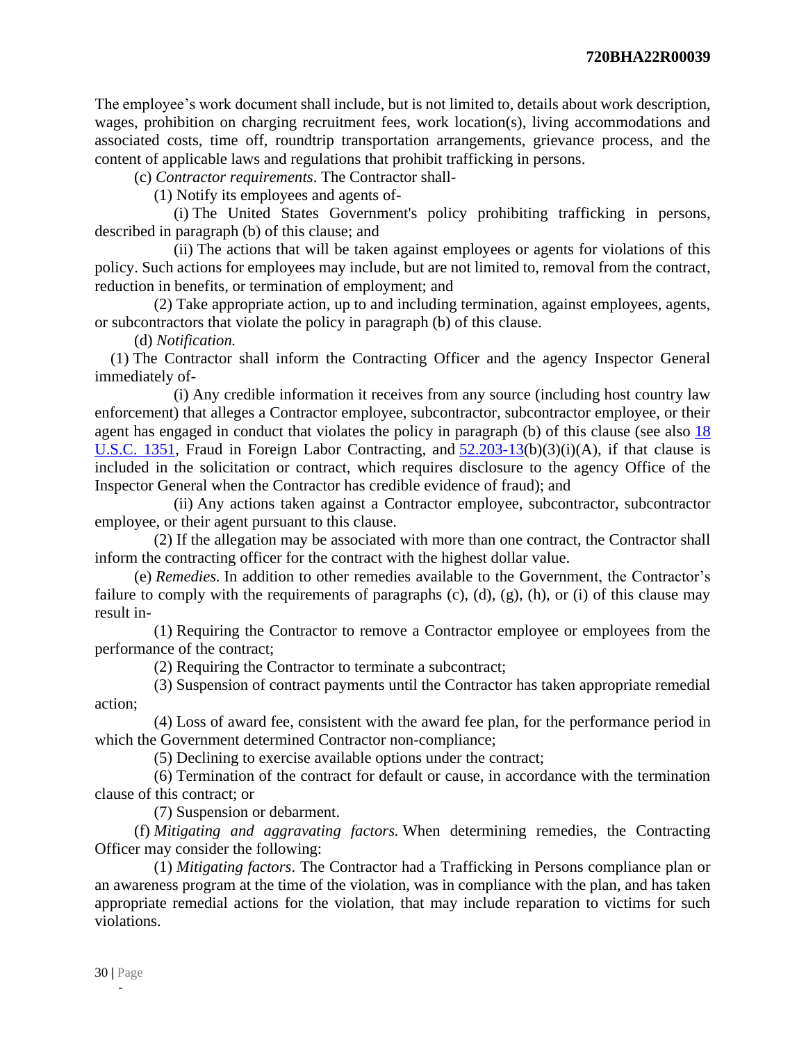The employee's work document shall include, but is not limited to, details about work description, wages, prohibition on charging recruitment fees, work location(s), living accommodations and associated costs, time off, roundtrip transportation arrangements, grievance process, and the content of applicable laws and regulations that prohibit trafficking in persons.

(c) *Contractor requirements*. The Contractor shall-

(1) Notify its employees and agents of-

(i) The United States Government's policy prohibiting trafficking in persons, described in paragraph (b) of this clause; and

(ii) The actions that will be taken against employees or agents for violations of this policy. Such actions for employees may include, but are not limited to, removal from the contract, reduction in benefits, or termination of employment; and

(2) Take appropriate action, up to and including termination, against employees, agents, or subcontractors that violate the policy in paragraph (b) of this clause.

(d) *Notification.*

(1) The Contractor shall inform the Contracting Officer and the agency Inspector General immediately of-

(i) Any credible information it receives from any source (including host country law enforcement) that alleges a Contractor employee, subcontractor, subcontractor employee, or their agent has engaged in conduct that violates the policy in paragraph (b) of this clause (see also 18 U.S.C. 1351, Fraud in Foreign Labor Contracting, and 52.203-13(b)(3)(i)(A), if that clause is included in the solicitation or contract, which requires disclosure to the agency Office of the Inspector General when the Contractor has credible evidence of fraud); and

(ii) Any actions taken against a Contractor employee, subcontractor, subcontractor employee, or their agent pursuant to this clause.

(2) If the allegation may be associated with more than one contract, the Contractor shall inform the contracting officer for the contract with the highest dollar value.

(e) *Remedies.* In addition to other remedies available to the Government, the Contractor's failure to comply with the requirements of paragraphs (c), (d), (g), (h), or (i) of this clause may result in-

(1) Requiring the Contractor to remove a Contractor employee or employees from the performance of the contract;

(2) Requiring the Contractor to terminate a subcontract;

(3) Suspension of contract payments until the Contractor has taken appropriate remedial action;

(4) Loss of award fee, consistent with the award fee plan, for the performance period in which the Government determined Contractor non-compliance;

(5) Declining to exercise available options under the contract;

(6) Termination of the contract for default or cause, in accordance with the termination clause of this contract; or

(7) Suspension or debarment.

(f) *Mitigating and aggravating factors.* When determining remedies, the Contracting Officer may consider the following:

(1) *Mitigating factors*. The Contractor had a Trafficking in Persons compliance plan or an awareness program at the time of the violation, was in compliance with the plan, and has taken appropriate remedial actions for the violation, that may include reparation to victims for such violations.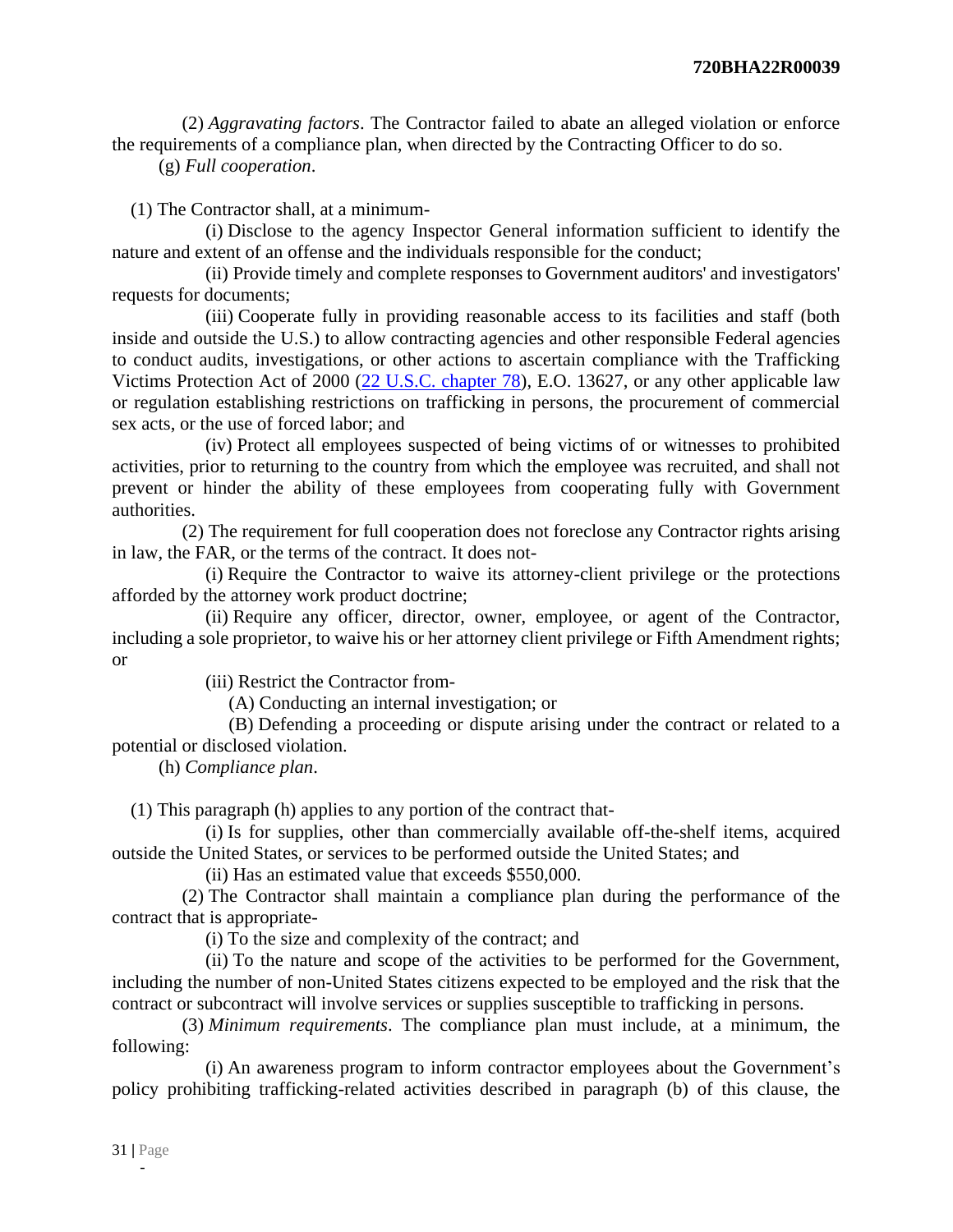(2) *Aggravating factors*. The Contractor failed to abate an alleged violation or enforce the requirements of a compliance plan, when directed by the Contracting Officer to do so.

(g) *Full cooperation*.

(1) The Contractor shall, at a minimum-

(i) Disclose to the agency Inspector General information sufficient to identify the nature and extent of an offense and the individuals responsible for the conduct;

(ii) Provide timely and complete responses to Government auditors' and investigators' requests for documents;

(iii) Cooperate fully in providing reasonable access to its facilities and staff (both inside and outside the U.S.) to allow contracting agencies and other responsible Federal agencies to conduct audits, investigations, or other actions to ascertain compliance with the Trafficking Victims Protection Act of 2000 (22 U.S.C. chapter 78), E.O. 13627, or any other applicable law or regulation establishing restrictions on trafficking in persons, the procurement of commercial sex acts, or the use of forced labor; and

(iv) Protect all employees suspected of being victims of or witnesses to prohibited activities, prior to returning to the country from which the employee was recruited, and shall not prevent or hinder the ability of these employees from cooperating fully with Government authorities.

(2) The requirement for full cooperation does not foreclose any Contractor rights arising in law, the FAR, or the terms of the contract. It does not-

(i) Require the Contractor to waive its attorney-client privilege or the protections afforded by the attorney work product doctrine;

(ii) Require any officer, director, owner, employee, or agent of the Contractor, including a sole proprietor, to waive his or her attorney client privilege or Fifth Amendment rights; or

(iii) Restrict the Contractor from-

(A) Conducting an internal investigation; or

(B) Defending a proceeding or dispute arising under the contract or related to a potential or disclosed violation.

(h) *Compliance plan*.

(1) This paragraph (h) applies to any portion of the contract that-

(i) Is for supplies, other than commercially available off-the-shelf items, acquired outside the United States, or services to be performed outside the United States; and

(ii) Has an estimated value that exceeds $550,000.

(2) The Contractor shall maintain a compliance plan during the performance of the contract that is appropriate-

(i) To the size and complexity of the contract; and

(ii) To the nature and scope of the activities to be performed for the Government, including the number of non-United States citizens expected to be employed and the risk that the contract or subcontract will involve services or supplies susceptible to trafficking in persons.

(3) *Minimum requirements*. The compliance plan must include, at a minimum, the following:

(i) An awareness program to inform contractor employees about the Government's policy prohibiting trafficking-related activities described in paragraph (b) of this clause, the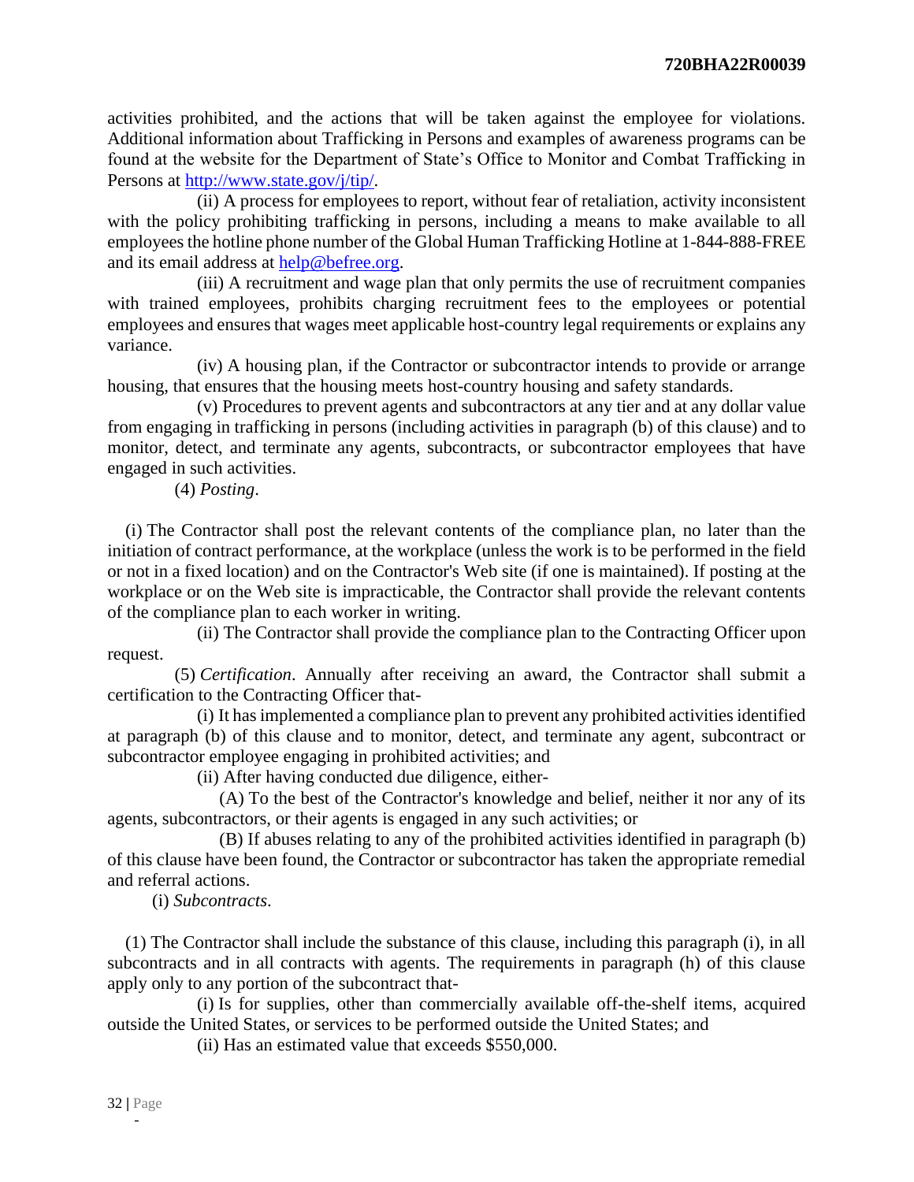activities prohibited, and the actions that will be taken against the employee for violations. Additional information about Trafficking in Persons and examples of awareness programs can be found at the website for the Department of State's Office to Monitor and Combat Trafficking in Persons at http://www.state.gov/j/tip/.

(ii) A process for employees to report, without fear of retaliation, activity inconsistent with the policy prohibiting trafficking in persons, including a means to make available to all employees the hotline phone number of the Global Human Trafficking Hotline at 1-844-888-FREE and its email address at help@befree.org.

(iii) A recruitment and wage plan that only permits the use of recruitment companies with trained employees, prohibits charging recruitment fees to the employees or potential employees and ensures that wages meet applicable host-country legal requirements or explains any variance.

(iv) A housing plan, if the Contractor or subcontractor intends to provide or arrange housing, that ensures that the housing meets host-country housing and safety standards.

(v) Procedures to prevent agents and subcontractors at any tier and at any dollar value from engaging in trafficking in persons (including activities in paragraph (b) of this clause) and to monitor, detect, and terminate any agents, subcontracts, or subcontractor employees that have engaged in such activities.

(4) *Posting*.

(i) The Contractor shall post the relevant contents of the compliance plan, no later than the initiation of contract performance, at the workplace (unless the work is to be performed in the field or not in a fixed location) and on the Contractor's Web site (if one is maintained). If posting at the workplace or on the Web site is impracticable, the Contractor shall provide the relevant contents of the compliance plan to each worker in writing.

(ii) The Contractor shall provide the compliance plan to the Contracting Officer upon request.

(5) *Certification*. Annually after receiving an award, the Contractor shall submit a certification to the Contracting Officer that-

(i) It has implemented a compliance plan to prevent any prohibited activities identified at paragraph (b) of this clause and to monitor, detect, and terminate any agent, subcontract or subcontractor employee engaging in prohibited activities; and

(ii) After having conducted due diligence, either-

(A) To the best of the Contractor's knowledge and belief, neither it nor any of its agents, subcontractors, or their agents is engaged in any such activities; or

(B) If abuses relating to any of the prohibited activities identified in paragraph (b) of this clause have been found, the Contractor or subcontractor has taken the appropriate remedial and referral actions.

(i) *Subcontracts*.

(1) The Contractor shall include the substance of this clause, including this paragraph (i), in all subcontracts and in all contracts with agents. The requirements in paragraph (h) of this clause apply only to any portion of the subcontract that-

(i) Is for supplies, other than commercially available off-the-shelf items, acquired outside the United States, or services to be performed outside the United States; and

(ii) Has an estimated value that exceeds $550,000.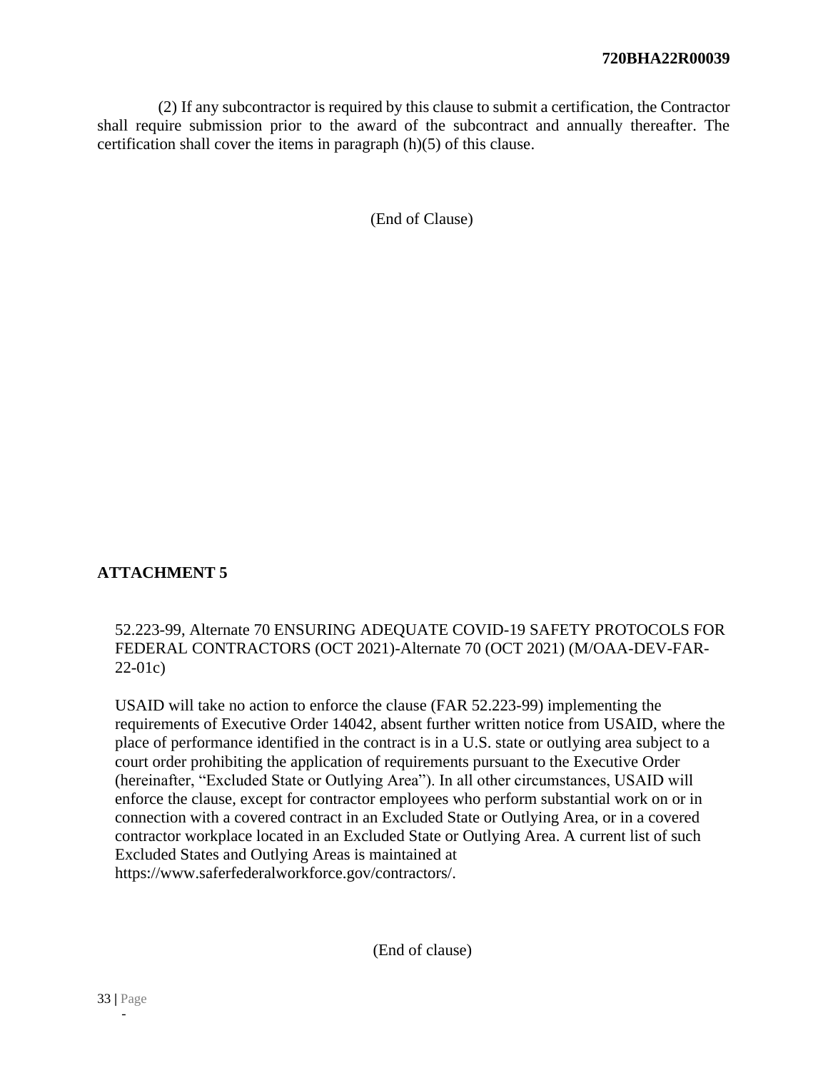(2) If any subcontractor is required by this clause to submit a certification, the Contractor shall require submission prior to the award of the subcontract and annually thereafter. The certification shall cover the items in paragraph (h)(5) of this clause.

(End of Clause)

## ATTACHMENT 5

52.223-99, Alternate 70 ENSURING ADEQUATE COVID-19 SAFETY PROTOCOLS FOR FEDERAL CONTRACTORS (OCT 2021)-Alternate 70 (OCT 2021) (M/OAA-DEV-FAR-22-01c)

USAID will take no action to enforce the clause (FAR 52.223-99) implementing the requirements of Executive Order 14042, absent further written notice from USAID, where the place of performance identified in the contract is in a U.S. state or outlying area subject to a court order prohibiting the application of requirements pursuant to the Executive Order (hereinafter, "Excluded State or Outlying Area"). In all other circumstances, USAID will enforce the clause, except for contractor employees who perform substantial work on or in connection with a covered contract in an Excluded State or Outlying Area, or in a covered contractor workplace located in an Excluded State or Outlying Area. A current list of such Excluded States and Outlying Areas is maintained at https://www.saferfederalworkforce.gov/contractors/.

(End of clause)